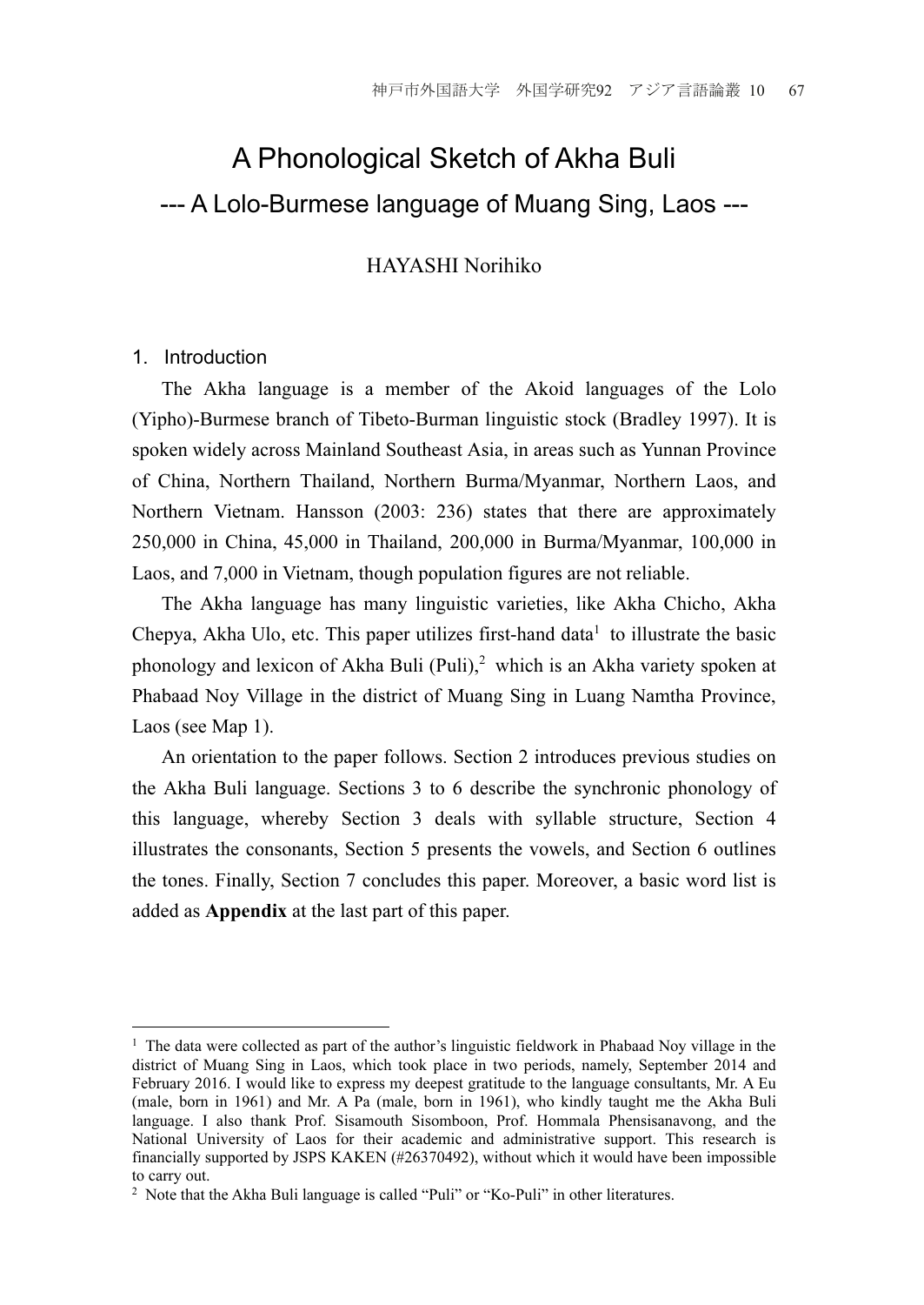# A Phonological Sketch of Akha Buli

## --- A Lolo-Burmese language of Muang Sing, Laos ---

HAYASHI Norihiko

## 1. Introduction

The Akha language is a member of the Akoid languages of the Lolo (Yipho)-Burmese branch of Tibeto-Burman linguistic stock (Bradley 1997). It is spoken widely across Mainland Southeast Asia, in areas such as Yunnan Province of China, Northern Thailand, Northern Burma/Myanmar, Northern Laos, and Northern Vietnam. Hansson (2003: 236) states that there are approximately 250,000 in China, 45,000 in Thailand, 200,000 in Burma/Myanmar, 100,000 in Laos, and 7,000 in Vietnam, though population figures are not reliable.

The Akha language has many linguistic varieties, like Akha Chicho, Akha Chepya, Akha Ulo, etc. This paper utilizes first-hand data[1] to illustrate the basic phonology and lexicon of Akha Buli (Puli),[2] which is an Akha variety spoken at Phabaad Noy Village in the district of Muang Sing in Luang Namtha Province, Laos (see Map 1).

An orientation to the paper follows. Section 2 introduces previous studies on the Akha Buli language. Sections 3 to 6 describe the synchronic phonology of this language, whereby Section 3 deals with syllable structure, Section 4 illustrates the consonants, Section 5 presents the vowels, and Section 6 outlines the tones. Finally, Section 7 concludes this paper. Moreover, a basic word list is added as **Appendix** at the last part of this paper.

---

[1] The data were collected as part of the author's linguistic fieldwork in Phabaad Noy village in the district of Muang Sing in Laos, which took place in two periods, namely, September 2014 and February 2016. I would like to express my deepest gratitude to the language consultants, Mr. A Eu (male, born in 1961) and Mr. A Pa (male, born in 1961), who kindly taught me the Akha Buli language. I also thank Prof. Sisamouth Sisomboon, Prof. Hommala Phensisanavong, and the National University of Laos for their academic and administrative support. This research is financially supported by JSPS KAKEN (#26370492), without which it would have been impossible to carry out.

[2] Note that the Akha Buli language is called "Puli" or "Ko-Puli" in other literatures.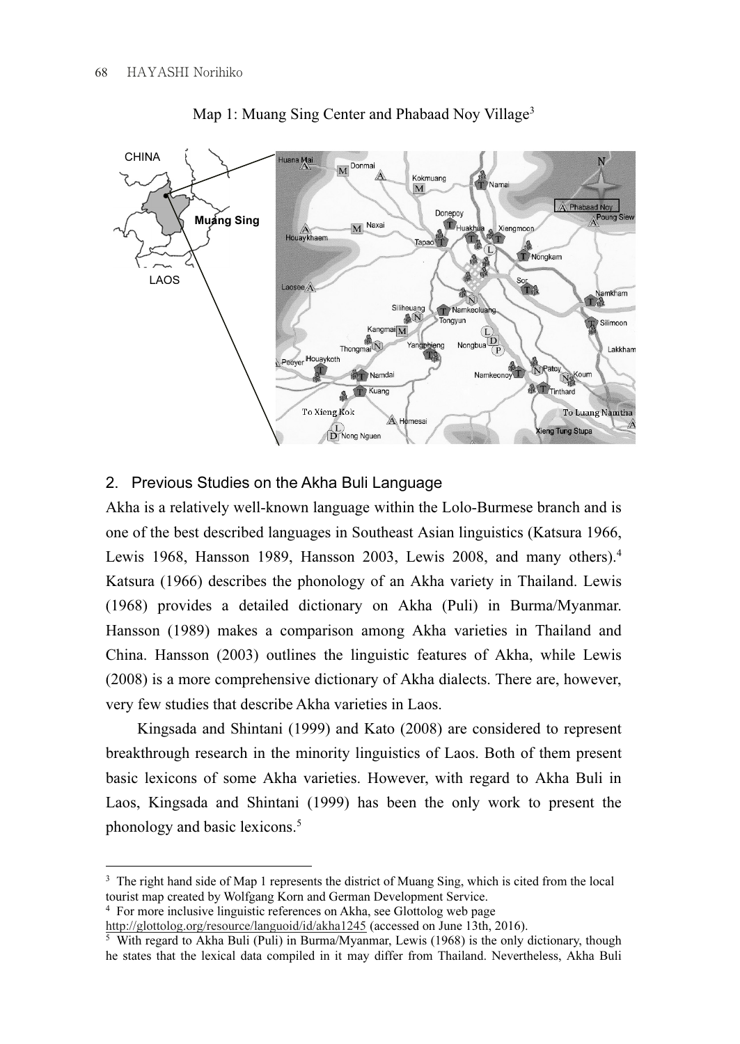Map 1: Muang Sing Center and Phabaad Noy Village[3]

## 2. Previous Studies on the Akha Buli Language

Akha is a relatively well-known language within the Lolo-Burmese branch and is one of the best described languages in Southeast Asian linguistics (Katsura 1966, Lewis 1968, Hansson 1989, Hansson 2003, Lewis 2008, and many others).[4] Katsura (1966) describes the phonology of an Akha variety in Thailand. Lewis (1968) provides a detailed dictionary on Akha (Puli) in Burma/Myanmar. Hansson (1989) makes a comparison among Akha varieties in Thailand and China. Hansson (2003) outlines the linguistic features of Akha, while Lewis (2008) is a more comprehensive dictionary of Akha dialects. There are, however, very few studies that describe Akha varieties in Laos.

Kingsada and Shintani (1999) and Kato (2008) are considered to represent breakthrough research in the minority linguistics of Laos. Both of them present basic lexicons of some Akha varieties. However, with regard to Akha Buli in Laos, Kingsada and Shintani (1999) has been the only work to present the phonology and basic lexicons.[5]

---

[3] The right hand side of Map 1 represents the district of Muang Sing, which is cited from the local tourist map created by Wolfgang Korn and German Development Service.

[4] For more inclusive linguistic references on Akha, see Glottolog web page http://glottolog.org/resource/languoid/id/akha1245 (accessed on June 13th, 2016).

[5] With regard to Akha Buli (Puli) in Burma/Myanmar, Lewis (1968) is the only dictionary, though he states that the lexical data compiled in it may differ from Thailand. Nevertheless, Akha Buli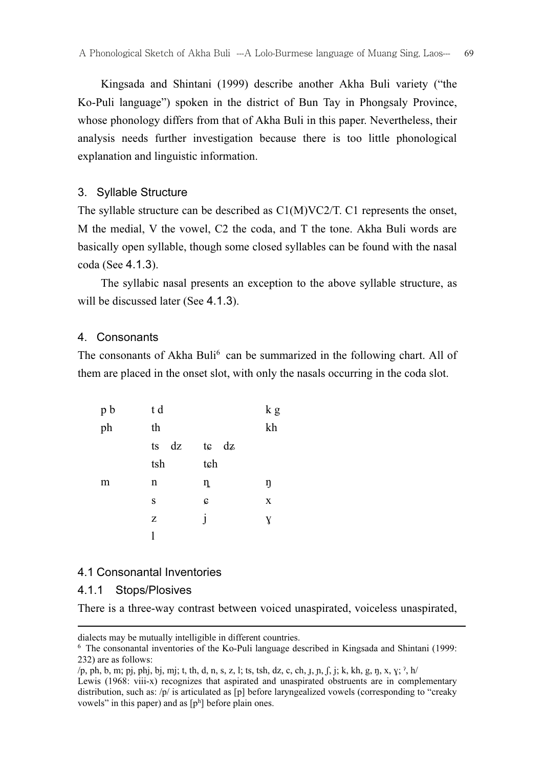Kingsada and Shintani (1999) describe another Akha Buli variety ("the Ko-Puli language") spoken in the district of Bun Tay in Phongsaly Province, whose phonology differs from that of Akha Buli in this paper. Nevertheless, their analysis needs further investigation because there is too little phonological explanation and linguistic information.

## 3. Syllable Structure

The syllable structure can be described as C1(M)VC2/T. C1 represents the onset, M the medial, V the vowel, C2 the coda, and T the tone. Akha Buli words are basically open syllable, though some closed syllables can be found with the nasal coda (See 4.1.3).

The syllabic nasal presents an exception to the above syllable structure, as will be discussed later (See 4.1.3).

## 4. Consonants

The consonants of Akha Buli[6] can be summarized in the following chart. All of them are placed in the onset slot, with only the nasals occurring in the coda slot.

| | | | |
|---|---|---|---|
| p b | t d | | k g |
| ph | th | | kh |
| | ts dz | tɕ dʑ | |
| | tsh | tɕh | |
| m | n | n̥ | ŋ |
| | s | ɕ | x |
| | z | j | ɣ |
| | l | | |

### 4.1 Consonantal Inventories

#### 4.1.1 Stops/Plosives

There is a three-way contrast between voiced unaspirated, voiceless unaspirated,

---

dialects may be mutually intelligible in different countries.

[6] The consonantal inventories of the Ko-Puli language described in Kingsada and Shintani (1999: 232) are as follows:

/p, ph, b, m; pj, phj, bj, mj; t, th, d, n, s, z, l; ts, tsh, dz, c, ch, ɟ, ɲ, ʃ, j; k, kh, g, ŋ, x, ɣ; ʔ, h/

Lewis (1968: viii-x) recognizes that aspirated and unaspirated obstruents are in complementary distribution, such as: /p/ is articulated as [p] before laryngealized vowels (corresponding to "creaky vowels" in this paper) and as [pʰ] before plain ones.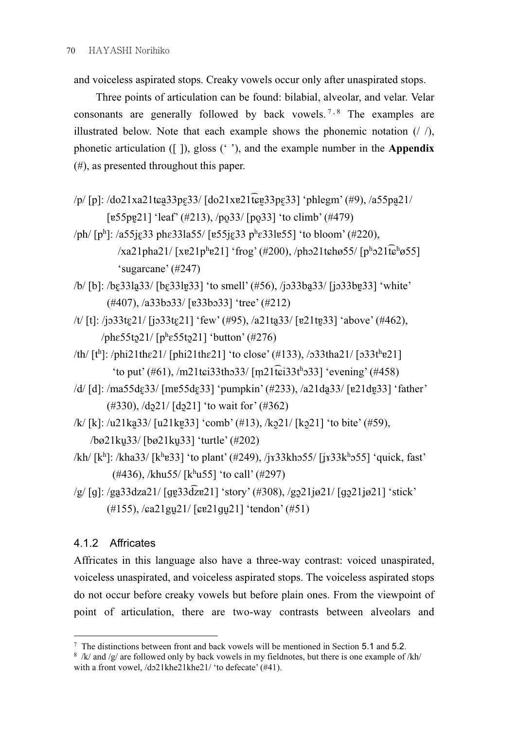and voiceless aspirated stops. Creaky vowels occur only after unaspirated stops.

Three points of articulation can be found: bilabial, alveolar, and velar. Velar consonants are generally followed by back vowels.[7,8] The examples are illustrated below. Note that each example shows the phonemic notation (/ /), phonetic articulation ([ ]), gloss (‘ ’), and the example number in the **Appendix** (#), as presented throughout this paper.

/p/ [p]: /do21xa21tɕa̰33pɛ̰33/ [do21xɐ21t͡ɕɐ̰33pɛ̰33] ‘phlegm’ (#9), /a55pa̰21/ [ɐ55pɐ̰21] ‘leaf’ (#213), /po̰33/ [po̰33] ‘to climb’ (#479)

/ph/ [pʰ]: /a55jɛ̰33 phɛ33la55/ [ɐ55jɛ̰33 pʰɛ33lɐ55] ‘to bloom’ (#220), /xa21pha21/ [xɐ21pʰɐ21] ‘frog’ (#200), /phɔ21tɕhø55/ [pʰɔ21t͡ɕʰø55] ‘sugarcane’ (#247)

/b/ [b]: /bɛ̰33la̰33/ [bɛ̰33lɐ̰33] ‘to smell’ (#56), /jɔ33ba̰33/ [jɔ33bɐ̰33] ‘white’ (#407), /a33bɔ33/ [ɐ33bɔ33] ‘tree’ (#212)

/t/ [t]: /jɔ33tɛ̰21/ [jɔ33tɛ̰21] ‘few’ (#95), /a21ta̰33/ [ɐ21tɐ̰33] ‘above’ (#462), /phɛ55tɔ̰21/ [pʰɛ55tɔ̰21] ‘button’ (#276)

/th/ [tʰ]: /phi21thɛ21/ [phi21thɛ21] ‘to close’ (#133), /ɔ33tha21/ [ɔ33tʰɐ21] ‘to put’ (#61), /m21tɕi33thɔ33/ [m̩21t͡ɕi33tʰɔ33] ‘evening’ (#458)

/d/ [d]: /ma55dɛ̰33/ [mɐ55dɛ̰33] ‘pumpkin’ (#233), /a21da̰33/ [ɐ21dɐ̰33] ‘father’ (#330), /dɔ̰21/ [dɔ̰21] ‘to wait for’ (#362)

/k/ [k]: /u21ka̰33/ [u21kɐ̰33] ‘comb’ (#13), /kɔ̰21/ [kɔ̰21] ‘to bite’ (#59), /bø21kṵ33/ [bø21kṵ33] ‘turtle’ (#202)

/kh/ [kʰ]: /kha33/ [kʰɐ33] ‘to plant’ (#249), /jɤ33khɔ55/ [jɤ33kʰɔ55] ‘quick, fast’ (#436), /khu55/ [kʰu55] ‘to call’ (#297)

/g/ [g]: /ga̰33dza21/ [gɐ̰33d͡zɐ21] ‘story’ (#308), /gɔ̰21jø21/ [gɔ̰21jø21] ‘stick’ (#155), /ɕa21gṵ21/ [ɕɐ21gṵ21] ‘tendon’ (#51)

### 4.1.2 Affricates

Affricates in this language also have a three-way contrast: voiced unaspirated, voiceless unaspirated, and voiceless aspirated stops. The voiceless aspirated stops do not occur before creaky vowels but before plain ones. From the viewpoint of point of articulation, there are two-way contrasts between alveolars and

[7] The distinctions between front and back vowels will be mentioned in Section 5.1 and 5.2.

[8] /k/ and /g/ are followed only by back vowels in my fieldnotes, but there is one example of /kh/ with a front vowel, /dɔ21khe21khe21/ ‘to defecate’ (#41).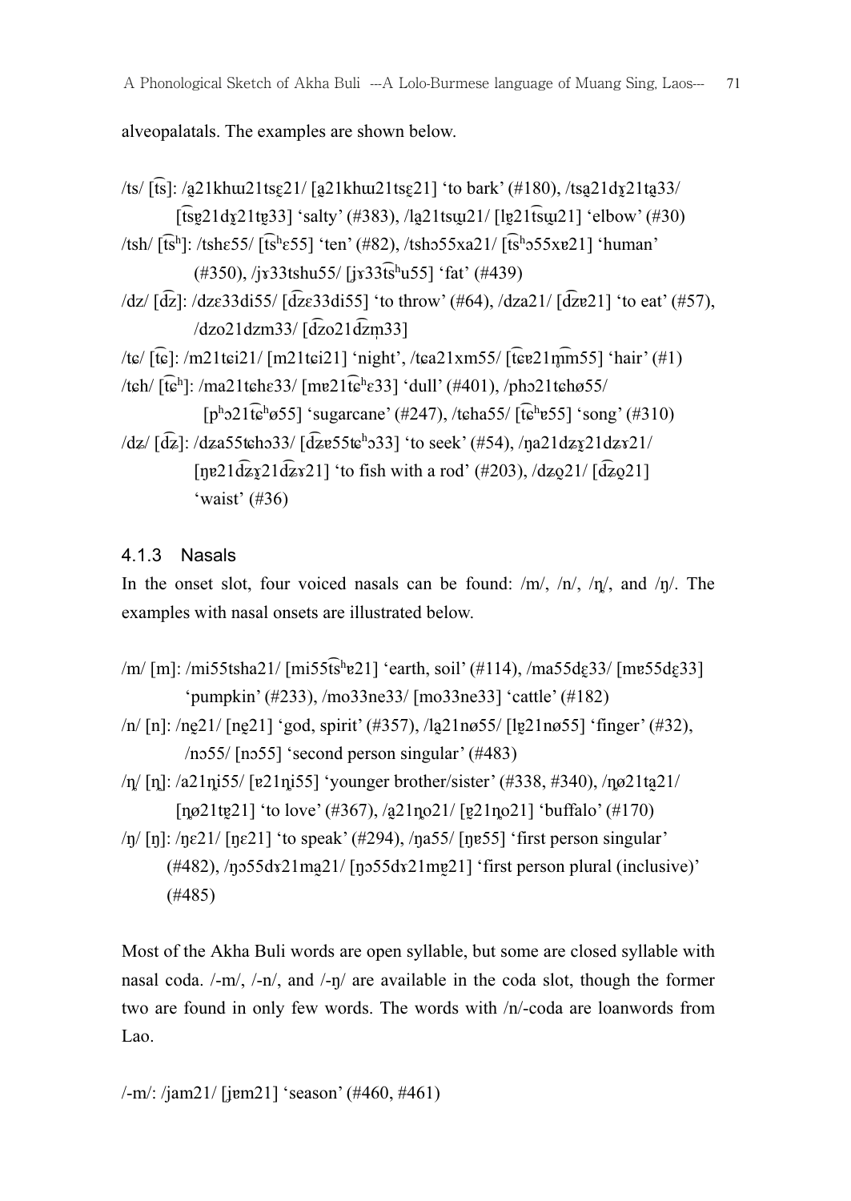alveopalatals. The examples are shown below.

/ts/ [t͡s]: /a̰21khɯ21tsɛ̰21/ [ɐ̰21khɯ21tsɛ̰21] 'to bark' (#180), /tsa̰21dɤ̰21ta̰33/ [t͡sɐ̰21dɤ̰21tɐ̰33] 'salty' (#383), /la̰21tsɯ̰21/ [lɐ̰21t͡sɯ̰21] 'elbow' (#30)

/tsh/ [t͡sʰ]: /tshɛ55/ [t͡sʰɛ55] 'ten' (#82), /tshɔ55xa21/ [t͡sʰɔ55xɐ21] 'human' (#350), /jɤ33tshu55/ [jɤ33t͡sʰu55] 'fat' (#439)

/dz/ [d͡z]: /dzɛ33di55/ [d͡zɛ33di55] 'to throw' (#64), /dza21/ [d͡zɐ21] 'to eat' (#57), /dzo21dzm33/ [d͡zo21d͡zm̩33]

/tɕ/ [t͡ɕ]: /m21tɕi21/ [m21tɕi21] 'night', /tɕa21xm55/ [t͡ɕɐ21m̥͡m55] 'hair' (#1)

/tɕh/ [t͡ɕʰ]: /ma21tɕhɛ33/ [mɐ21t͡ɕʰɛ33] 'dull' (#401), /phɔ21tɕhø55/ [pʰɔ21t͡ɕʰø55] 'sugarcane' (#247), /tɕha55/ [t͡ɕʰɐ55] 'song' (#310)

/dʑ/ [d͡ʑ]: /dʑa55tɕhɔ33/ [d͡ʑɐ55tɕʰɔ33] 'to seek' (#54), /ŋa21dʑɤ̰21dʑɤ21/ [ŋɐ21d͡ʑɤ̰21d͡ʑɤ21] 'to fish with a rod' (#203), /dʑo̰21/ [d͡ʑo̰21] 'waist' (#36)

### 4.1.3 Nasals

In the onset slot, four voiced nasals can be found: /m/, /n/, /ɲ̟/, and /ŋ/. The examples with nasal onsets are illustrated below.

/m/ [m]: /mi55tsha21/ [mi55t͡sʰɐ21] 'earth, soil' (#114), /ma55dɛ̰33/ [mɐ55dɛ̰33] 'pumpkin' (#233), /mo33ne33/ [mo33ne33] 'cattle' (#182)

/n/ [n]: /nḛ21/ [nḛ21] 'god, spirit' (#357), /la̰21nø55/ [lɐ̰21nø55] 'finger' (#32), /nɔ55/ [nɔ55] 'second person singular' (#483)

/ɲ̟/ [ɲ̟]: /a21ɲ̟i55/ [ɐ21ɲ̟i55] 'younger brother/sister' (#338, #340), /ɲ̟ø21ta̰21/ [ɲ̟ø21tɐ̰21] 'to love' (#367), /a̰21ɲ̟o21/ [ɐ̰21ɲ̟o21] 'buffalo' (#170)

/ŋ/ [ŋ]: /ŋɛ21/ [ŋɛ21] 'to speak' (#294), /ŋa55/ [ŋɐ55] 'first person singular' (#482), /ŋɔ55dɤ21ma̰21/ [ŋɔ55dɤ21mɐ̰21] 'first person plural (inclusive)' (#485)

Most of the Akha Buli words are open syllable, but some are closed syllable with nasal coda. /-m/, /-n/, and /-ŋ/ are available in the coda slot, though the former two are found in only few words. The words with /n/-coda are loanwords from Lao.

/-m/: /jam21/ [jɐm21] 'season' (#460, #461)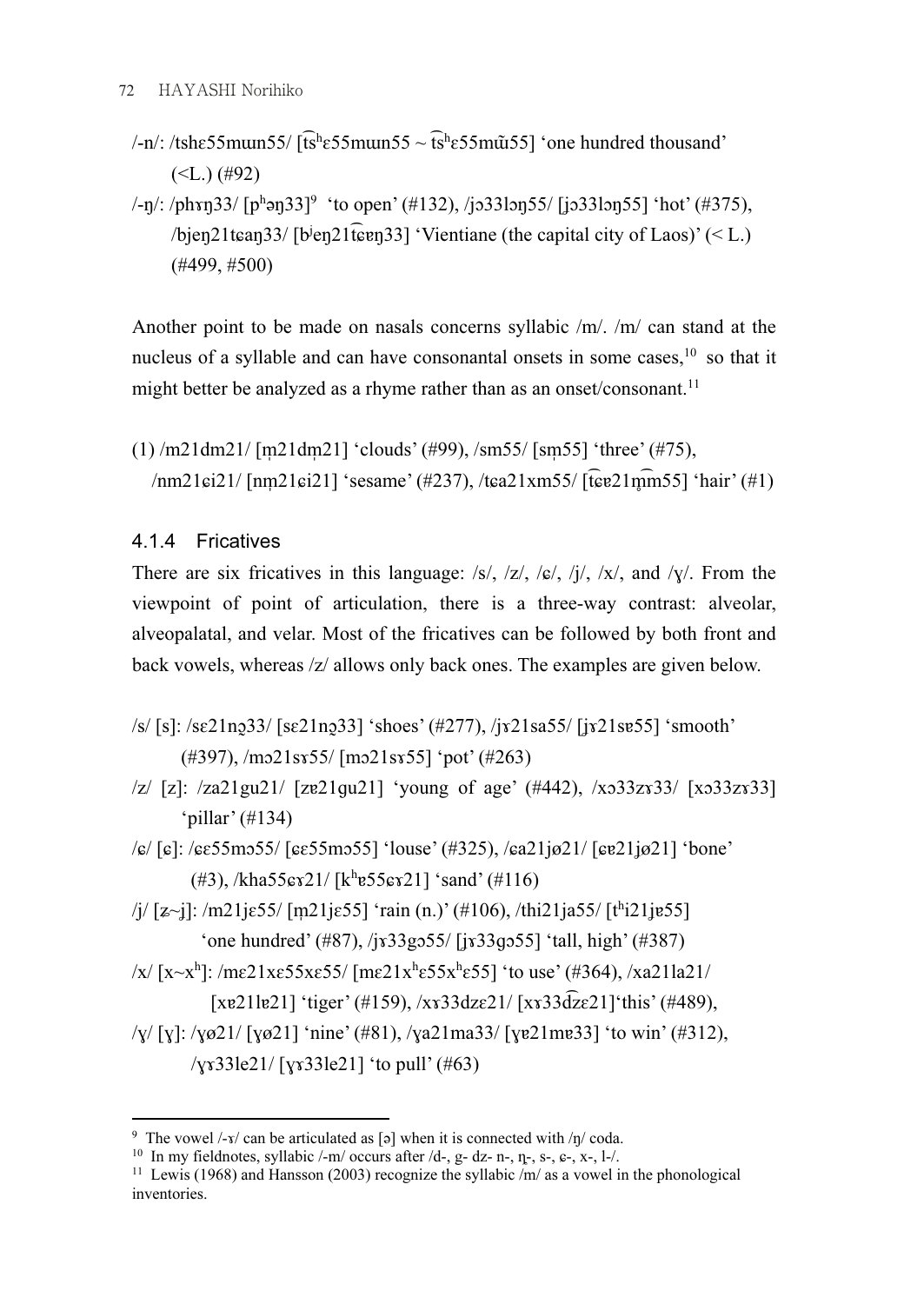/-n/: /tshɛ55mɯn55/ [t͡sʰɛ55mɯn55 ~ t͡sʰɛ55mɯ̃55] 'one hundred thousand' (<L.) (#92)

/-ŋ/: /phɤŋ33/ [pʰəŋ33][9] 'to open' (#132), /jɔ33lɔŋ55/ [jɔ33lɔŋ55] 'hot' (#375), /bjeŋ21tɕaŋ33/ [bʲeŋ21t͡ɕɐŋ33] 'Vientiane (the capital city of Laos)' (< L.) (#499, #500)

Another point to be made on nasals concerns syllabic /m/. /m/ can stand at the nucleus of a syllable and can have consonantal onsets in some cases,[10] so that it might better be analyzed as a rhyme rather than as an onset/consonant.[11]

(1) /m21dm21/ [m̩21dm̩21] 'clouds' (#99), /sm55/ [sm̩55] 'three' (#75), /nm21ɕi21/ [nm̩21ɕi21] 'sesame' (#237), /tɕa21xm55/ [t͡ɕɐ21m̥͡m55] 'hair' (#1)

### 4.1.4 Fricatives

There are six fricatives in this language: /s/, /z/, /ɕ/, /j/, /x/, and /ɣ/. From the viewpoint of point of articulation, there is a three-way contrast: alveolar, alveopalatal, and velar. Most of the fricatives can be followed by both front and back vowels, whereas /z/ allows only back ones. The examples are given below.

/s/ [s]: /sɛ21nɔ̰33/ [sɛ21nɔ̰33] 'shoes' (#277), /jɤ21sa55/ [jɤ21sɐ55] 'smooth' (#397), /mɔ21sɤ55/ [mɔ21sɤ55] 'pot' (#263)

/z/ [z]: /za21gu21/ [zɐ21gu21] 'young of age' (#442), /xɔ33zɤ33/ [xɔ33zɤ33] 'pillar' (#134)

/ɕ/ [ɕ]: /ɕɛ55mɔ55/ [ɕɛ55mɔ55] 'louse' (#325), /ɕa21jø21/ [ɕɐ21jø21] 'bone' (#3), /kha55ɕɤ21/ [kʰɐ55ɕɤ21] 'sand' (#116)

/j/ [ʑ~j]: /m21jɛ55/ [m̩21jɛ55] 'rain (n.)' (#106), /thi21ja55/ [tʰi21jɐ55] 'one hundred' (#87), /jɤ33gɔ55/ [jɤ33gɔ55] 'tall, high' (#387)

/x/ [x~xʰ]: /mɛ21xɛ55xɛ55/ [mɛ21xʰɛ55xʰɛ55] 'to use' (#364), /xa21la21/ [xɐ21lɐ21] 'tiger' (#159), /xɤ33dzɛ21/ [xɤ33d͡zɛ21] 'this' (#489),

/ɣ/ [ɣ]: /ɣø21/ [ɣø21] 'nine' (#81), /ɣa21ma33/ [ɣɐ21mɐ33] 'to win' (#312), /ɣɤ33le21/ [ɣɤ33le21] 'to pull' (#63)

---

[9] The vowel /-ɤ/ can be articulated as [ə] when it is connected with /ŋ/ coda.

[10] In my fieldnotes, syllabic /-m/ occurs after /d-, g- dz- n-, n̥-, s-, ɕ-, x-, l-/.

[11] Lewis (1968) and Hansson (2003) recognize the syllabic /m/ as a vowel in the phonological inventories.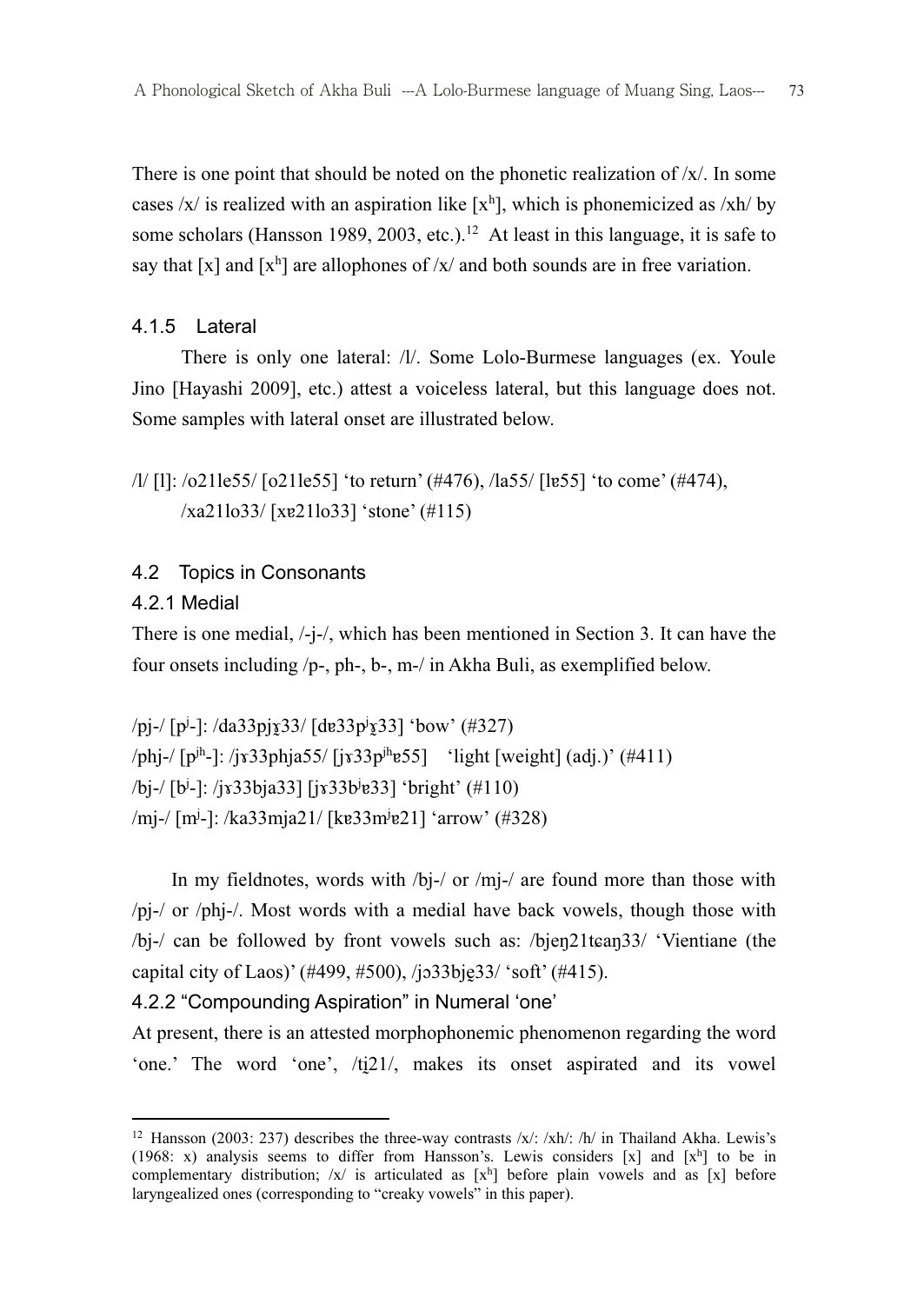There is one point that should be noted on the phonetic realization of /x/. In some cases /x/ is realized with an aspiration like [xʰ], which is phonemicized as /xh/ by some scholars (Hansson 1989, 2003, etc.).[12] At least in this language, it is safe to say that [x] and [xʰ] are allophones of /x/ and both sounds are in free variation.

### 4.1.5 Lateral

There is only one lateral: /l/. Some Lolo-Burmese languages (ex. Youle Jino [Hayashi 2009], etc.) attest a voiceless lateral, but this language does not. Some samples with lateral onset are illustrated below.

/l/ [l]: /o21le55/ [o21le55] ‘to return’ (#476), /la55/ [lɐ55] ‘to come’ (#474),
/xa21lo33/ [xɐ21lo33] ‘stone’ (#115)

## 4.2 Topics in Consonants

### 4.2.1 Medial

There is one medial, /-j-/, which has been mentioned in Section 3. It can have the four onsets including /p-, ph-, b-, m-/ in Akha Buli, as exemplified below.

/pj-/ [pʲ-]: /da33pjɣ̰33/ [dɐ33pʲɣ̰33] ‘bow’ (#327)
/phj-/ [pʲʰ-]: /jɤ33phja55/ [jɤ33pʲʰɐ55] ‘light [weight] (adj.)’ (#411)
/bj-/ [bʲ-]: /jɤ33bja33/ [jɤ33bʲɐ33] ‘bright’ (#110)
/mj-/ [mʲ-]: /ka33mja21/ [kɐ33mʲɐ21] ‘arrow’ (#328)

In my fieldnotes, words with /bj-/ or /mj-/ are found more than those with /pj-/ or /phj-/. Most words with a medial have back vowels, though those with /bj-/ can be followed by front vowels such as: /bjeŋ21tɕaŋ33/ ‘Vientiane (the capital city of Laos)’ (#499, #500), /jɔ33bjḛ33/ ‘soft’ (#415).

### 4.2.2 “Compounding Aspiration” in Numeral ‘one’

At present, there is an attested morphophonemic phenomenon regarding the word ‘one.’ The word ‘one’, /tḭ21/, makes its onset aspirated and its vowel

---

[12] Hansson (2003: 237) describes the three-way contrasts /x/: /xh/: /h/ in Thailand Akha. Lewis’s (1968: x) analysis seems to differ from Hansson’s. Lewis considers [x] and [xʰ] to be in complementary distribution; /x/ is articulated as [xʰ] before plain vowels and as [x] before laryngealized ones (corresponding to “creaky vowels” in this paper).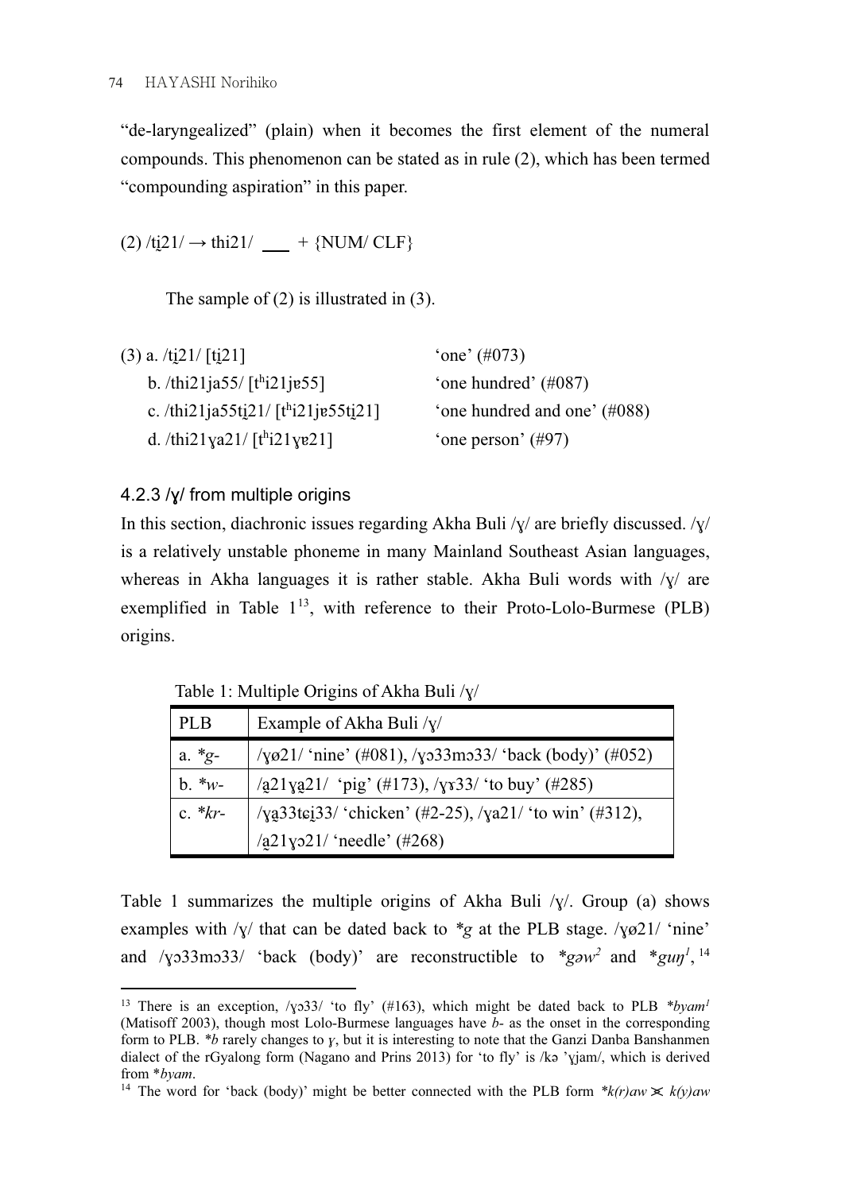"de-laryngealized" (plain) when it becomes the first element of the numeral compounds. This phenomenon can be stated as in rule (2), which has been termed "compounding aspiration" in this paper.

(2) /tḭ21/ → thi21/ ___ + {NUM/ CLF}

The sample of (2) is illustrated in (3).

| | |
|---|---|
| (3) a. /tḭ21/ [tḭ21] | 'one' (#073) |
| b. /thi21ja55/ [tʰi21jɐ55] | 'one hundred' (#087) |
| c. /thi21ja55tḭ21/ [tʰi21jɐ55tḭ21] | 'one hundred and one' (#088) |
| d. /thi21ɣa21/ [tʰi21ɣɐ21] | 'one person' (#97) |

### 4.2.3 /ɣ/ from multiple origins

In this section, diachronic issues regarding Akha Buli /ɣ/ are briefly discussed. /ɣ/ is a relatively unstable phoneme in many Mainland Southeast Asian languages, whereas in Akha languages it is rather stable. Akha Buli words with /ɣ/ are exemplified in Table 1[13], with reference to their Proto-Lolo-Burmese (PLB) origins.

Table 1: Multiple Origins of Akha Buli /ɣ/

| PLB | Example of Akha Buli /ɣ/ |
|---|---|
| a. *g- | /ɣø21/ 'nine' (#081), /ɣɔ33mɔ33/ 'back (body)' (#052) |
| b. *w- | /a̰21ɣa̰21/ 'pig' (#173), /ɣɤ33/ 'to buy' (#285) |
| c. *kr- | /ɣa̰33tɕḭ33/ 'chicken' (#2-25), /ɣa21/ 'to win' (#312), /a̰21ɣɔ21/ 'needle' (#268) |

Table 1 summarizes the multiple origins of Akha Buli /ɣ/. Group (a) shows examples with /ɣ/ that can be dated back to *g at the PLB stage. /ɣø21/ 'nine' and /ɣɔ33mɔ33/ 'back (body)' are reconstructible to *gəw² and *guŋ¹, [14]

---

[13] There is an exception, /ɣɔ33/ 'to fly' (#163), which might be dated back to PLB *byam¹ (Matisoff 2003), though most Lolo-Burmese languages have *b*- as the onset in the corresponding form to PLB. *b rarely changes to *ɣ*, but it is interesting to note that the Ganzi Danba Banshanmen dialect of the rGyalong form (Nagano and Prins 2013) for 'to fly' is /kə 'ɣjam/, which is derived from *byam.

[14] The word for 'back (body)' might be better connected with the PLB form *k(r)aw ⋊ k(y)aw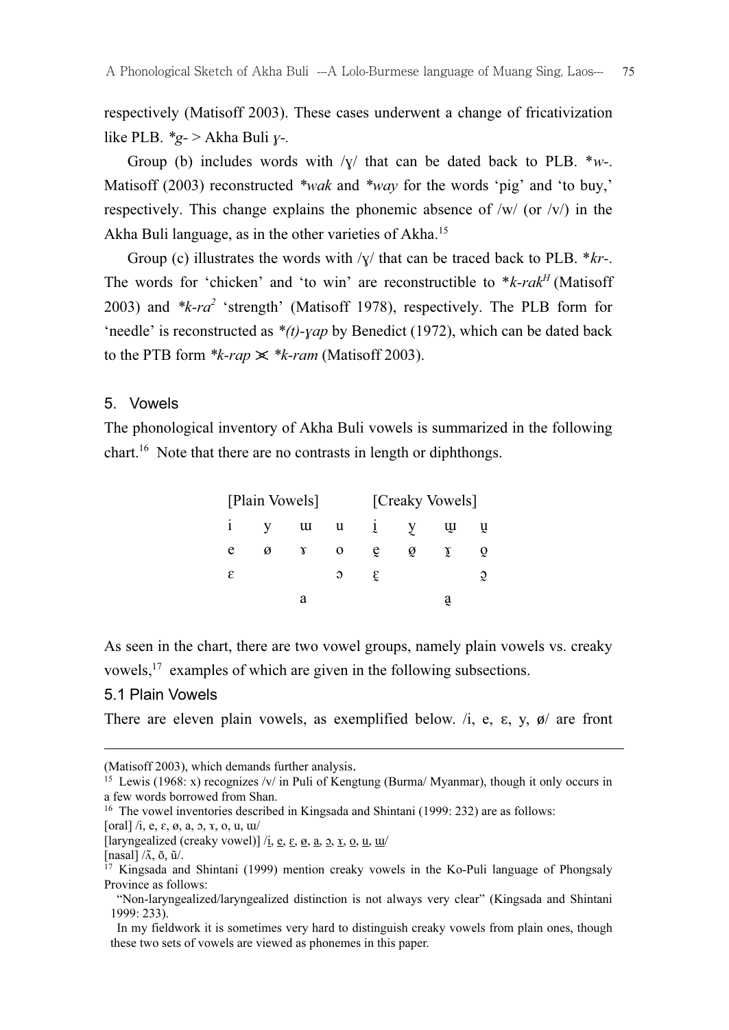respectively (Matisoff 2003). These cases underwent a change of fricativization like PLB. *\*g-* > Akha Buli *ɣ-*.

Group (b) includes words with /ɣ/ that can be dated back to PLB. \**w-*. Matisoff (2003) reconstructed *\*wak* and *\*way* for the words 'pig' and 'to buy,' respectively. This change explains the phonemic absence of /w/ (or /v/) in the Akha Buli language, as in the other varieties of Akha.[15]

Group (c) illustrates the words with /ɣ/ that can be traced back to PLB. \**kr-*. The words for 'chicken' and 'to win' are reconstructible to \**k-rak*$^{H}$ (Matisoff 2003) and *\*k-ra*$^{2}$ 'strength' (Matisoff 1978), respectively. The PLB form for 'needle' is reconstructed as *\*(t)-ɣap* by Benedict (1972), which can be dated back to the PTB form *\*k-rap* ⋈ *\*k-ram* (Matisoff 2003).

## 5. Vowels

The phonological inventory of Akha Buli vowels is summarized in the following chart.[16] Note that there are no contrasts in length or diphthongs.

| [Plain Vowels] | | | | [Creaky Vowels] | | | |
|---|---|---|---|---|---|---|---|
| i | y | ɯ | u | ḭ | ỹ̰ | ɯ̰ | ṵ |
| e | ø | ɤ | o | ḛ | ø̰ | ɤ̰ | o̰ |
| ɛ | | | ɔ | ɛ̰ | | | ɔ̰ |
| | | a | | | | a̰ | |

As seen in the chart, there are two vowel groups, namely plain vowels vs. creaky vowels,[17] examples of which are given in the following subsections.

### 5.1 Plain Vowels

There are eleven plain vowels, as exemplified below. /i, e, ɛ, y, ø/ are front

---

(Matisoff 2003), which demands further analysis.

[15] Lewis (1968: x) recognizes /v/ in Puli of Kengtung (Burma/ Myanmar), though it only occurs in a few words borrowed from Shan.

[16] The vowel inventories described in Kingsada and Shintani (1999: 232) are as follows:
[oral] /i, e, ɛ, ø, a, ɔ, ɤ, o, u, ɯ/
[laryngealized (creaky vowel)] /i̠, e̠, ɛ̠, ø̠, a̠, ɔ̠, ɤ̠, o̠, u̠, ɯ̠/
[nasal] /ʌ̃, õ, ũ/.

[17] Kingsada and Shintani (1999) mention creaky vowels in the Ko-Puli language of Phongsaly Province as follows:
"Non-laryngealized/laryngealized distinction is not always very clear" (Kingsada and Shintani 1999: 233).
In my fieldwork it is sometimes very hard to distinguish creaky vowels from plain ones, though these two sets of vowels are viewed as phonemes in this paper.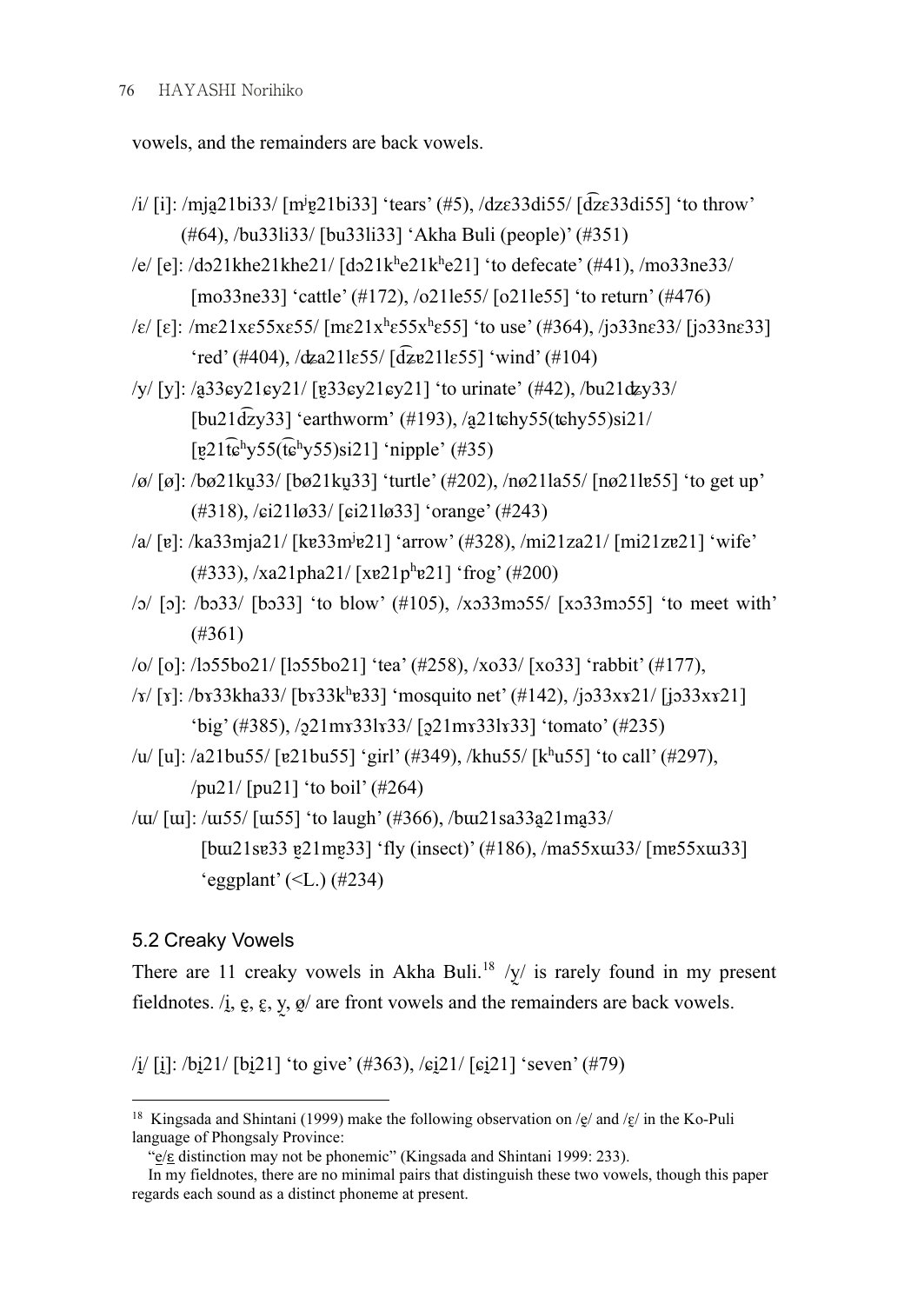vowels, and the remainders are back vowels.

/i/ [i]: /mja̰21bi33/ [mʲɐ̰21bi33] 'tears' (#5), /dzɛ33di55/ [d͡zɛ33di55] 'to throw' (#64), /bu33li33/ [bu33li33] 'Akha Buli (people)' (#351)

/e/ [e]: /dɔ21khe21khe21/ [dɔ21kʰe21kʰe21] 'to defecate' (#41), /mo33ne33/ [mo33ne33] 'cattle' (#172), /o21le55/ [o21le55] 'to return' (#476)

/ɛ/ [ɛ]: /mɛ21xɛ55xɛ55/ [mɛ21xʰɛ55xʰɛ55] 'to use' (#364), /jɔ33nɛ33/ [jɔ33nɛ33] 'red' (#404), /ʥa21lɛ55/ [d͡ʑɐ21lɛ55] 'wind' (#104)

/y/ [y]: /a̰33ɕy21ɕy21/ [ɐ̰33ɕy21ɕy21] 'to urinate' (#42), /bu21ʥy33/ [bu21d͡ʑy33] 'earthworm' (#193), /a̰21ʨhy55(ʨhy55)si21/ [ɐ̰21t͡ɕʰy55(t͡ɕʰy55)si21] 'nipple' (#35)

/ø/ [ø]: /bø21kṵ33/ [bø21kṵ33] 'turtle' (#202), /nø21la55/ [nø21lɐ55] 'to get up' (#318), /ɕi21lø33/ [ɕi21lø33] 'orange' (#243)

/a/ [ɐ]: /ka33mja21/ [kɐ33mʲɐ21] 'arrow' (#328), /mi21za21/ [mi21zɐ21] 'wife' (#333), /xa21pha21/ [xɐ21pʰɐ21] 'frog' (#200)

/ɔ/ [ɔ]: /bɔ33/ [bɔ33] 'to blow' (#105), /xɔ33mɔ55/ [xɔ33mɔ55] 'to meet with' (#361)

/o/ [o]: /lɔ55bo21/ [lɔ55bo21] 'tea' (#258), /xo33/ [xo33] 'rabbit' (#177),

/ɤ/ [ɤ]: /bɤ33kha33/ [bɤ33kʰɐ33] 'mosquito net' (#142), /jɔ33xɤ21/ [jɔ33xɤ21] 'big' (#385), /ɔ̰21mɤ33lɤ33/ [ɔ̰21mɤ33lɤ33] 'tomato' (#235)

/u/ [u]: /a21bu55/ [ɐ21bu55] 'girl' (#349), /khu55/ [kʰu55] 'to call' (#297), /pu21/ [pu21] 'to boil' (#264)

/ɯ/ [ɯ]: /ɯ55/ [ɯ55] 'to laugh' (#366), /bɯ21sa33a̰21ma̰33/ [bɯ21sɐ33 ɐ̰21mɐ̰33] 'fly (insect)' (#186), /ma55xɯ33/ [mɐ55xɯ33] 'eggplant' (<L.) (#234)

## 5.2 Creaky Vowels

There are 11 creaky vowels in Akha Buli.[18] /y̰/ is rarely found in my present fieldnotes. /ḭ, ḛ, ɛ̰, y̰, ø̰/ are front vowels and the remainders are back vowels.

/ḭ/ [ḭ]: /bḭ21/ [bḭ21] 'to give' (#363), /ɕḭ21/ [ɕḭ21] 'seven' (#79)

---

[18] Kingsada and Shintani (1999) make the following observation on /ḛ/ and /ɛ̰/ in the Ko-Puli language of Phongsaly Province:

"ḛ/ɛ̰ distinction may not be phonemic" (Kingsada and Shintani 1999: 233).

In my fieldnotes, there are no minimal pairs that distinguish these two vowels, though this paper regards each sound as a distinct phoneme at present.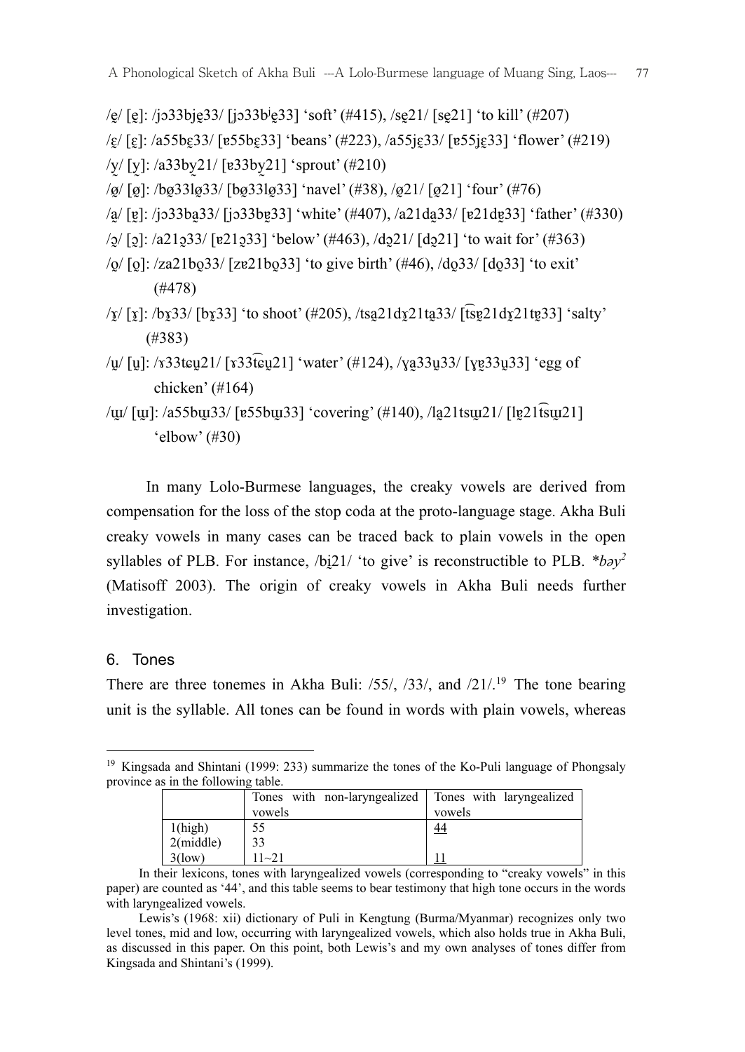/ḛ/ [ḛ]: /jɔ33bjḛ33/ [jɔ33bʲḛ33] 'soft' (#415), /sḛ21/ [sḛ21] 'to kill' (#207)

/ɛ̰/ [ɛ̰]: /a55bɛ̰33/ [ɐ55bɛ̰33] 'beans' (#223), /a55jɛ̰33/ [ɐ55ɟɛ̰33] 'flower' (#219)

/y̰/ [y̰]: /a33by̰21/ [ɐ33by̰21] 'sprout' (#210)

/ø̰/ [ø̰]: /bø̰33lø̰33/ [bø̰33lø̰33] 'navel' (#38), /ø̰21/ [ø̰21] 'four' (#76)

/a̰/ [ɐ̰]: /jɔ33ba̰33/ [jɔ33bɐ̰33] 'white' (#407), /a21da̰33/ [ɐ21dɐ̰33] 'father' (#330)

/ɔ̰/ [ɔ̰]: /a21ɔ̰33/ [ɐ21ɔ̰33] 'below' (#463), /dɔ̰21/ [dɔ̰21] 'to wait for' (#363)

/o̰/ [o̰]: /za21bo̰33/ [zɐ21bo̰33] 'to give birth' (#46), /do̰33/ [do̰33] 'to exit' (#478)

/ɤ̰/ [ɤ̰]: /bɤ̰33/ [bɤ̰33] 'to shoot' (#205), /tsa̰21dɤ̰21ta̰33/ [t͡sɐ̰21dɤ̰21tɐ̰33] 'salty' (#383)

/ṵ/ [ṵ]: /ɤ33tɕṵ21/ [ɤ33t͡ɕṵ21] 'water' (#124), /ɣa̰33ṵ33/ [ɣɐ̰33ṵ33] 'egg of chicken' (#164)

/ɯ̰/ [ɯ̰]: /a55bɯ̰33/ [ɐ55bɯ̰33] 'covering' (#140), /la̰21tsɯ̰21/ [lɐ̰21t͡sɯ̰21] 'elbow' (#30)

In many Lolo-Burmese languages, the creaky vowels are derived from compensation for the loss of the stop coda at the proto-language stage. Akha Buli creaky vowels in many cases can be traced back to plain vowels in the open syllables of PLB. For instance, /bḭ21/ 'to give' is reconstructible to PLB. **bəy*[2] (Matisoff 2003). The origin of creaky vowels in Akha Buli needs further investigation.

## 6. Tones

There are three tonemes in Akha Buli: /55/, /33/, and /21/.[19] The tone bearing unit is the syllable. All tones can be found in words with plain vowels, whereas

---

[19] Kingsada and Shintani (1999: 233) summarize the tones of the Ko-Puli language of Phongsaly province as in the following table.

| | Tones with non-laryngealized vowels | Tones with laryngealized vowels |
|---|---|---|
| 1(high) | 55 | <u>44</u> |
| 2(middle) | 33 | |
| 3(low) | 11~21 | <u>11</u> |

In their lexicons, tones with laryngealized vowels (corresponding to "creaky vowels" in this paper) are counted as '44', and this table seems to bear testimony that high tone occurs in the words with laryngealized vowels.

Lewis's (1968: xii) dictionary of Puli in Kengtung (Burma/Myanmar) recognizes only two level tones, mid and low, occurring with laryngealized vowels, which also holds true in Akha Buli, as discussed in this paper. On this point, both Lewis's and my own analyses of tones differ from Kingsada and Shintani's (1999).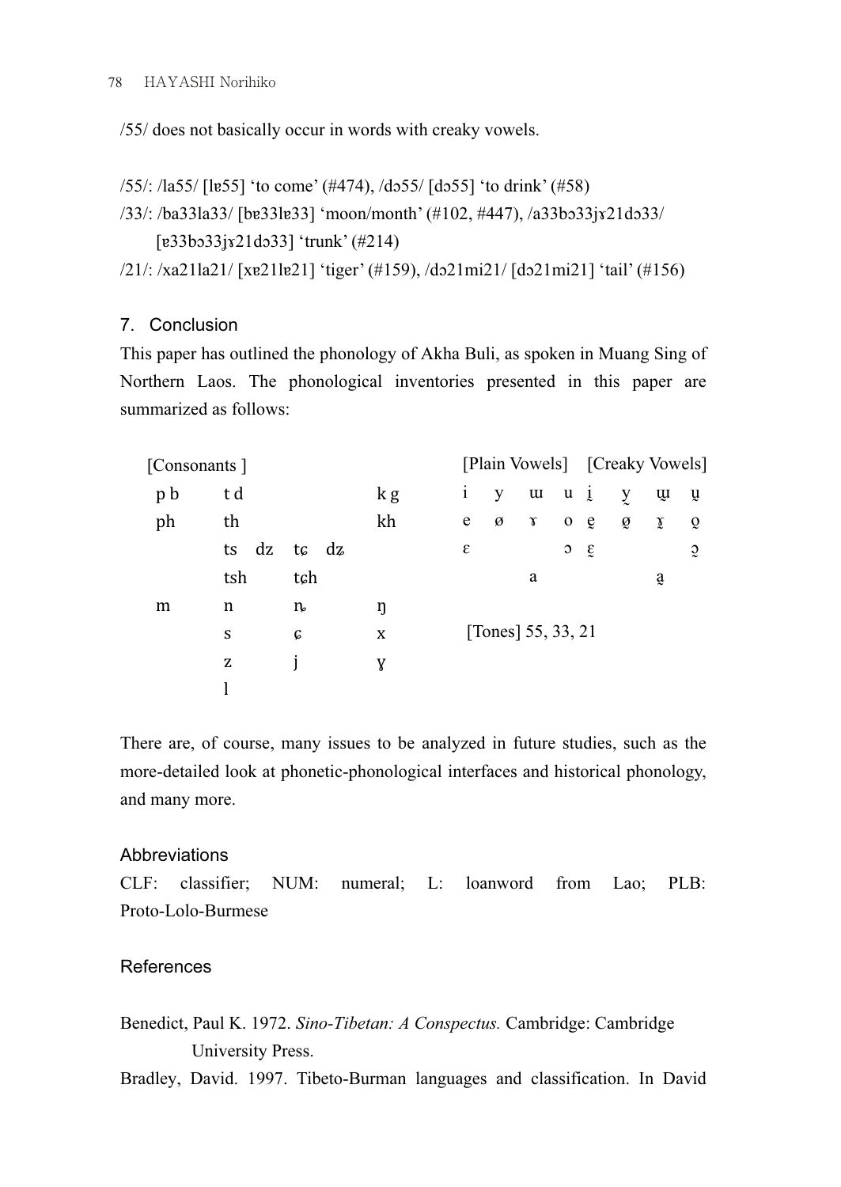/55/ does not basically occur in words with creaky vowels.

/55/: /la55/ [lɐ55] 'to come' (#474), /dɔ55/ [dɔ55] 'to drink' (#58)
/33/: /ba33la33/ [bɐ33lɐ33] 'moon/month' (#102, #447), /a33bɔ33jɤ21dɔ33/
[ɐ33bɔ33jɤ21dɔ33] 'trunk' (#214)
/21/: /xa21la21/ [xɐ21lɐ21] 'tiger' (#159), /dɔ21mi21/ [dɔ21mi21] 'tail' (#156)

## 7. Conclusion

This paper has outlined the phonology of Akha Buli, as spoken in Muang Sing of Northern Laos. The phonological inventories presented in this paper are summarized as follows:

[Consonants ]

| | | | |
|---|---|---|---|
| p b | t d | | k g |
| ph | th | | kh |
| | ts dz | tɕ dʑ | |
| | tsh | tɕh | |
| m | n | ȵ | ŋ |
| | s | ɕ | x |
| | z | j | ɣ |
| | l | | |

[Plain Vowels]

| | | | |
|---|---|---|---|
| i | y | ɯ | u |
| e | ø | ɤ | o |
| ɛ | | | ɔ |
| | a | | |

[Creaky Vowels]

| | | | |
|---|---|---|---|
| ḭ | ỹ | ɯ̰ | ṵ |
| ḛ | ø̰ | ɤ̰ | o̰ |
| ɛ̰ | | | ɔ̰ |
| | a̰ | | |

[Tones] 55, 33, 21

There are, of course, many issues to be analyzed in future studies, such as the more-detailed look at phonetic-phonological interfaces and historical phonology, and many more.

## Abbreviations

CLF: classifier; NUM: numeral; L: loanword from Lao; PLB: Proto-Lolo-Burmese

## References

Benedict, Paul K. 1972. *Sino-Tibetan: A Conspectus.* Cambridge: Cambridge University Press.

Bradley, David. 1997. Tibeto-Burman languages and classification. In David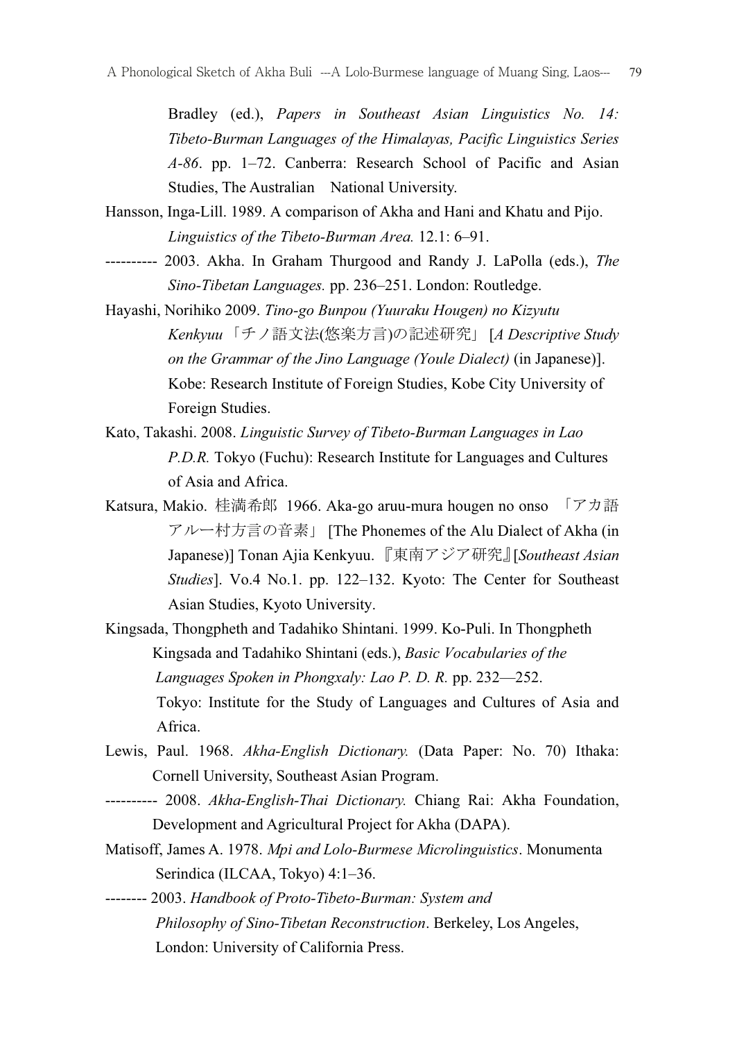Bradley (ed.), *Papers in Southeast Asian Linguistics No. 14: Tibeto-Burman Languages of the Himalayas, Pacific Linguistics Series A-86*. pp. 1–72. Canberra: Research School of Pacific and Asian Studies, The Australian National University.

Hansson, Inga-Lill. 1989. A comparison of Akha and Hani and Khatu and Pijo. *Linguistics of the Tibeto-Burman Area.* 12.1: 6–91.

---------- 2003. Akha. In Graham Thurgood and Randy J. LaPolla (eds.), *The Sino-Tibetan Languages.* pp. 236–251. London: Routledge.

Hayashi, Norihiko 2009. *Tino-go Bunpou (Yuuraku Hougen) no Kizyutu Kenkyuu*「チノ語文法(悠楽方言)の記述研究」[*A Descriptive Study on the Grammar of the Jino Language (Youle Dialect)* (in Japanese)]. Kobe: Research Institute of Foreign Studies, Kobe City University of Foreign Studies.

Kato, Takashi. 2008. *Linguistic Survey of Tibeto-Burman Languages in Lao P.D.R.* Tokyo (Fuchu): Research Institute for Languages and Cultures of Asia and Africa.

Katsura, Makio. 桂満希郎 1966. Aka-go aruu-mura hougen no onso 「アカ語アルー村方言の音素」 [The Phonemes of the Alu Dialect of Akha (in Japanese)] Tonan Ajia Kenkyuu.『東南アジア研究』[*Southeast Asian Studies*]. Vo.4 No.1. pp. 122–132. Kyoto: The Center for Southeast Asian Studies, Kyoto University.

Kingsada, Thongpheth and Tadahiko Shintani. 1999. Ko-Puli. In Thongpheth Kingsada and Tadahiko Shintani (eds.), *Basic Vocabularies of the Languages Spoken in Phongxaly: Lao P. D. R.* pp. 232—252. Tokyo: Institute for the Study of Languages and Cultures of Asia and Africa.

Lewis, Paul. 1968. *Akha-English Dictionary.* (Data Paper: No. 70) Ithaka: Cornell University, Southeast Asian Program.

---------- 2008. *Akha-English-Thai Dictionary.* Chiang Rai: Akha Foundation, Development and Agricultural Project for Akha (DAPA).

Matisoff, James A. 1978. *Mpi and Lolo-Burmese Microlinguistics*. Monumenta Serindica (ILCAA, Tokyo) 4:1–36.

-------- 2003. *Handbook of Proto-Tibeto-Burman: System and Philosophy of Sino-Tibetan Reconstruction*. Berkeley, Los Angeles, London: University of California Press.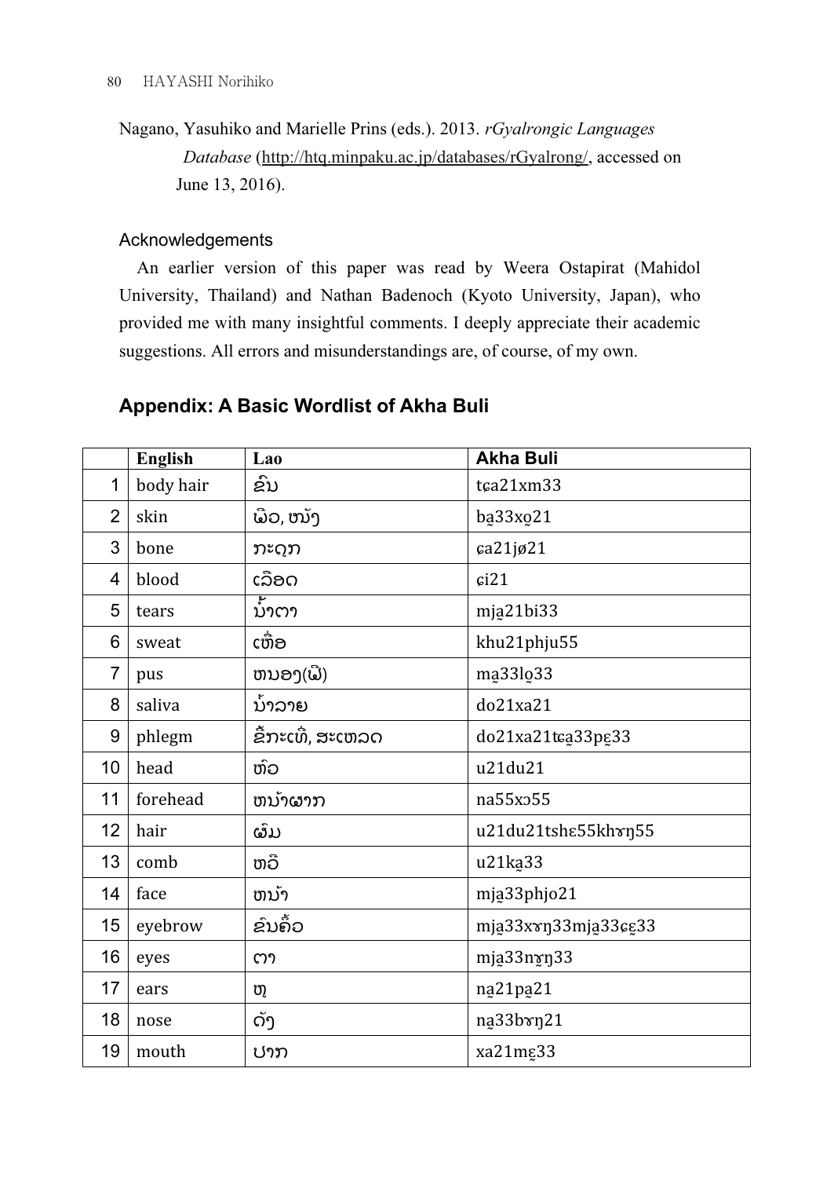Nagano, Yasuhiko and Marielle Prins (eds.). 2013. *rGyalrongic Languages Database* (http://htq.minpaku.ac.jp/databases/rGyalrong/, accessed on June 13, 2016).

### Acknowledgements

An earlier version of this paper was read by Weera Ostapirat (Mahidol University, Thailand) and Nathan Badenoch (Kyoto University, Japan), who provided me with many insightful comments. I deeply appreciate their academic suggestions. All errors and misunderstandings are, of course, of my own.

## Appendix: A Basic Wordlist of Akha Buli

| | English | Lao | Akha Buli |
|---|---|---|---|
| 1 | body hair | ຂົນ | tɕa21xm33 |
| 2 | skin | ພິວ, ໜັງ | ba̠33xo̠21 |
| 3 | bone | ກະດູກ | ɕa21jø21 |
| 4 | blood | ເລືອດ | ɕi21 |
| 5 | tears | ນ້ຳຕາ | mja̠21bi33 |
| 6 | sweat | ເຫື່ອ | khu21phju55 |
| 7 | pus | ໜອງ(ຝີ) | ma̠33lo̠33 |
| 8 | saliva | ນ້ຳລາຍ | do21xa21 |
| 9 | phlegm | ຂີ້ກະເທີ່, ສະເຫລດ | do21xa21tɕa̠33pɛ̠33 |
| 10 | head | ຫົວ | u21du21 |
| 11 | forehead | ໜ້າຜາກ | na55xɔ55 |
| 12 | hair | ຜົມ | u21du21tshɛ55khɤŋ55 |
| 13 | comb | ຫວີ | u21ka̠33 |
| 14 | face | ໜ້າ | mja̠33phjo21 |
| 15 | eyebrow | ຂົນຄິ້ວ | mja̠33xɤŋ33mja̠33ɕɛ̠33 |
| 16 | eyes | ຕາ | mja̠33nɤ̠ŋ33 |
| 17 | ears | ຫູ | na̠21pa̠21 |
| 18 | nose | ດັງ | na̠33bɤŋ21 |
| 19 | mouth | ປາກ | xa21mɛ̠33 |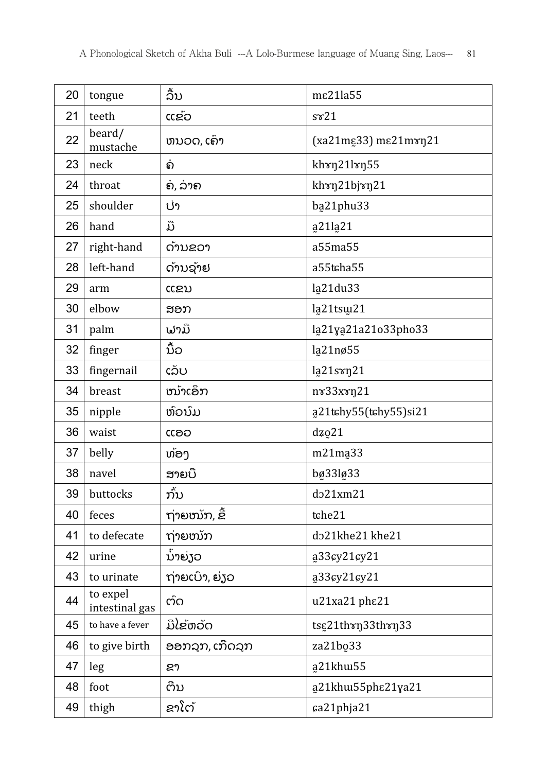| 20 | tongue | ລີ້ນ | mɛ21la55 |
|---|---|---|---|
| 21 | teeth | ແຂ້ວ | sɤ21 |
| 22 | beard/ mustache | ໜວດ, ເຄົາ | (xa21mɛ̱33) mɛ21mɤŋ21 |
| 23 | neck | ຄໍ | khɤŋ21lɤŋ55 |
| 24 | throat | ຄໍ, ລຳຄ | khɤŋ21bjɤŋ21 |
| 25 | shoulder | ບ່າ | ba̱21phu33 |
| 26 | hand | ມື | a̱21la̱21 |
| 27 | right-hand | ດ້ານຂວາ | a55ma55 |
| 28 | left-hand | ດ້ານຊ້າຍ | a55tɕha55 |
| 29 | arm | ແຂນ | la̱21du33 |
| 30 | elbow | ສອກ | la̱21tsɯ̱21 |
| 31 | palm | ຝາມື | la̱21ɣa̱21a21o33pho33 |
| 32 | finger | ນີ້ວ | la̱21nø55 |
| 33 | fingernail | ເລັບ | la̱21sɤŋ21 |
| 34 | breast | ໜ້າເອິກ | nɤ33xɤŋ21 |
| 35 | nipple | ຫົວນົມ | a̱21tɕhy55(tɕhy55)si21 |
| 36 | waist | ແອວ | dʑo̱21 |
| 37 | belly | ທ້ອງ | m21ma̱33 |
| 38 | navel | ສາຍບື | bø̱33lø̱33 |
| 39 | buttocks | ກົ້ນ | dɔ21xm21 |
| 40 | feces | ຖ່າຍໜັກ, ຂີ້ | tɕhe21 |
| 41 | to defecate | ຖ່າຍໜັກ | dɔ21khe21 khe21 |
| 42 | urine | ນ້ຳຍ່ຽວ | a̱33ɕy21ɕy21 |
| 43 | to urinate | ຖ່າຍເບົາ, ຍ່ຽວ | a̱33ɕy21ɕy21 |
| 44 | to expel intestinal gas | ຕົດ | u21xa21 phɛ21 |
| 45 | to have a fever | ມີໄຂ້ຫວັດ | tsɛ̱21thɤŋ33thɤŋ33 |
| 46 | to give birth | ອອກລູກ, ເກີດລູກ | za21bo̱33 |
| 47 | leg | ຂາ | a̱21khɯ55 |
| 48 | foot | ຕີນ | a̱21khɯ55phɛ21ɣa21 |
| 49 | thigh | ຂາໂຕ້ | ɕa21phja21 |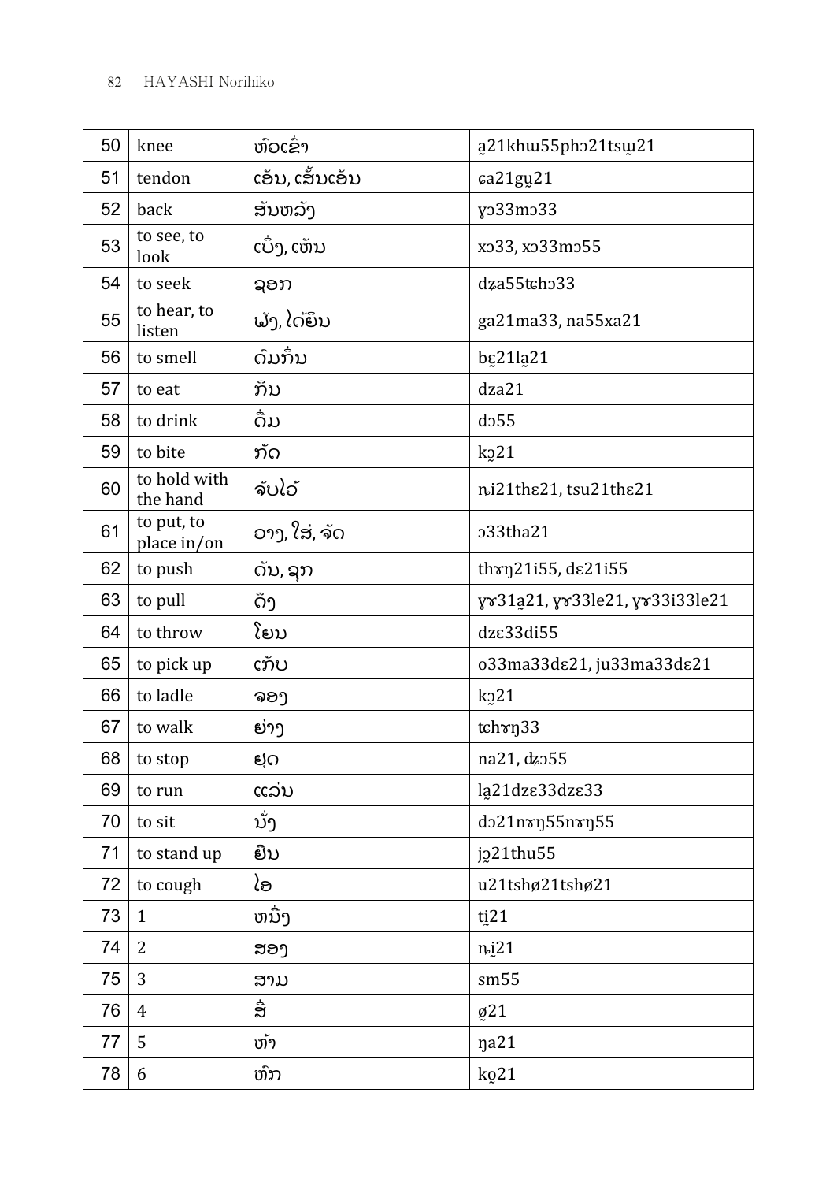| 50 | knee | ຫົວເຂົ່າ | a̰21khɯ55phɔ21tsɯ̰21 |
|---|---|---|---|
| 51 | tendon | ເອັນ, ເສັ້ນເອັນ | ɕa21gṵ21 |
| 52 | back | ສັນຫລັງ | ɣɔ33mɔ33 |
| 53 | to see, to look | ເບິ່ງ, ເຫັນ | xɔ33, xɔ33mɔ55 |
| 54 | to seek | ຊອກ | dʑa55tɕhɔ33 |
| 55 | to hear, to listen | ຟັງ, ໄດ້ຍິນ | ga21ma33, na55xa21 |
| 56 | to smell | ດົມກິ່ນ | bɛ̰21la̰21 |
| 57 | to eat | ກິນ | dza21 |
| 58 | to drink | ດື່ມ | dɔ55 |
| 59 | to bite | ກັດ | kɔ̰21 |
| 60 | to hold with the hand | ຈັບໄວ້ | ȵi21thɛ21, tsu21thɛ21 |
| 61 | to put, to place in/on | ວາງ, ໃສ່, ຈັດ | ɔ33tha21 |
| 62 | to push | ດັນ, ຊຸກ | thɤŋ21i55, dɛ21i55 |
| 63 | to pull | ດຶງ | ɣɤ31a̰21, ɣɤ33le21, ɣɤ33i33le21 |
| 64 | to throw | ໂຍນ | dzɛ33di55 |
| 65 | to pick up | ເກັບ | o33ma33dɛ21, ju33ma33dɛ21 |
| 66 | to ladle | ຈອງ | kɔ̰21 |
| 67 | to walk | ຍ່າງ | tɕhɤŋ33 |
| 68 | to stop | ຢຸດ | na21, dʑɔ55 |
| 69 | to run | ແລ່ນ | la̰21dzɛ33dzɛ33 |
| 70 | to sit | ນັ່ງ | dɔ21nɤŋ55nɤŋ55 |
| 71 | to stand up | ຢືນ | jɔ̰21thu55 |
| 72 | to cough | ໄອ | u21tshø21tshø21 |
| 73 | 1 | ຫນຶ່ງ | tḭ21 |
| 74 | 2 | ສອງ | ȵḭ21 |
| 75 | 3 | ສາມ | sm55 |
| 76 | 4 | ສີ່ | ø̰21 |
| 77 | 5 | ຫ້າ | ŋa21 |
| 78 | 6 | ຫົກ | ko̰21 |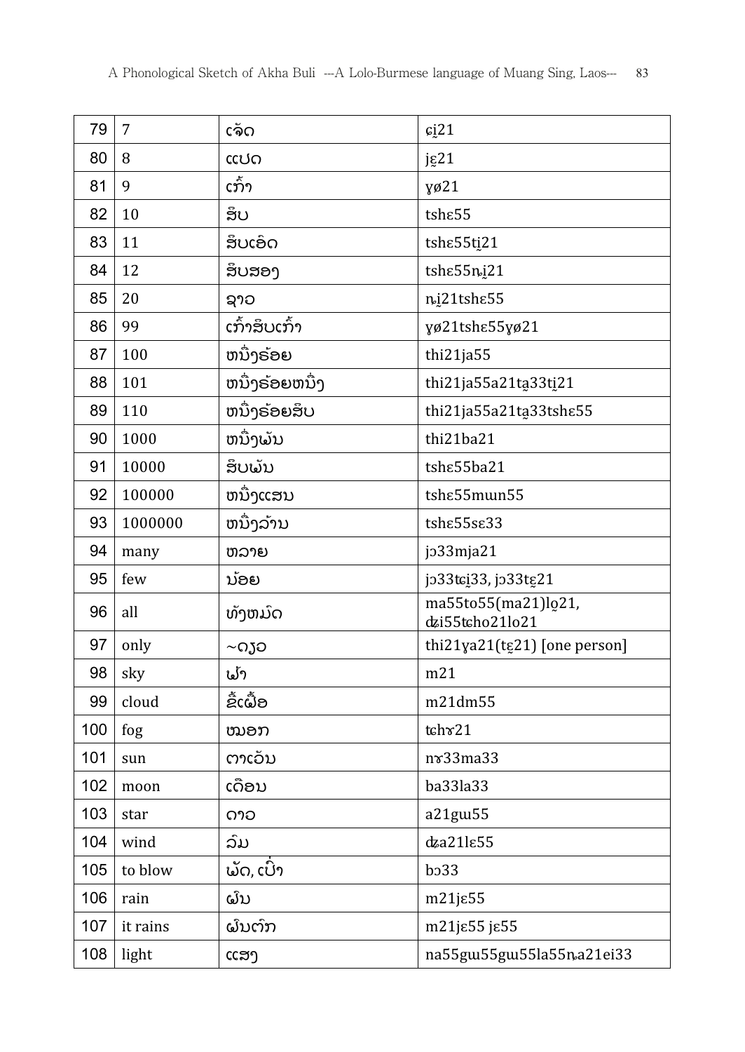| 79 | 7 | ເຈັດ | ɕi̠21 |
|---|---|---|---|
| 80 | 8 | ແປດ | jɛ̠21 |
| 81 | 9 | ເກົ້າ | ɣø21 |
| 82 | 10 | ສິບ | tshɛ55 |
| 83 | 11 | ສິບເອັດ | tshɛ55ti̠21 |
| 84 | 12 | ສິບສອງ | tshɛ55ɲ̟i̠21 |
| 85 | 20 | ຊາວ | ɲ̟i̠21tshɛ55 |
| 86 | 99 | ເກົ້າສິບເກົ້າ | ɣø21tshɛ55ɣø21 |
| 87 | 100 | ຫນຶ່ງຮ້ອຍ | thi21ja55 |
| 88 | 101 | ຫນຶ່ງຮ້ອຍຫນຶ່ງ | thi21ja55a21ta̠33ti̠21 |
| 89 | 110 | ຫນຶ່ງຮ້ອຍສິບ | thi21ja55a21ta̠33tshɛ55 |
| 90 | 1000 | ຫນຶ່ງພັນ | thi21ba21 |
| 91 | 10000 | ສິບພັນ | tshɛ55ba21 |
| 92 | 100000 | ຫນຶ່ງແສນ | tshɛ55mɯn55 |
| 93 | 1000000 | ຫນຶ່ງລ້ານ | tshɛ55sɛ33 |
| 94 | many | ຫລາຍ | jɔ33mja21 |
| 95 | few | ນ້ອຍ | jɔ33tɕi̠33, jɔ33tɛ̠21 |
| 96 | all | ທັງຫມົດ | ma55to55(ma21)lo̠21, dʑi55tɕho21lo21 |
| 97 | only | ~ດຽວ | thi21ɣa21(tɛ̠21) [one person] |
| 98 | sky | ຟ້າ | m21 |
| 99 | cloud | ຂີ້ເຝື້ອ | m21dm55 |
| 100 | fog | ໝອກ | tɕhɤ21 |
| 101 | sun | ຕາເວັນ | nɤ33ma33 |
| 102 | moon | ເດືອນ | ba33la33 |
| 103 | star | ດາວ | a21gɯ55 |
| 104 | wind | ລົມ | dʑa21lɛ55 |
| 105 | to blow | ພັດ, ເປົ່າ | bɔ33 |
| 106 | rain | ຝົນ | m21jɛ55 |
| 107 | it rains | ຝົນຕົກ | m21jɛ55 jɛ55 |
| 108 | light | ແສງ | na55gɯ55gɯ55la55ɲ̟a21ei33 |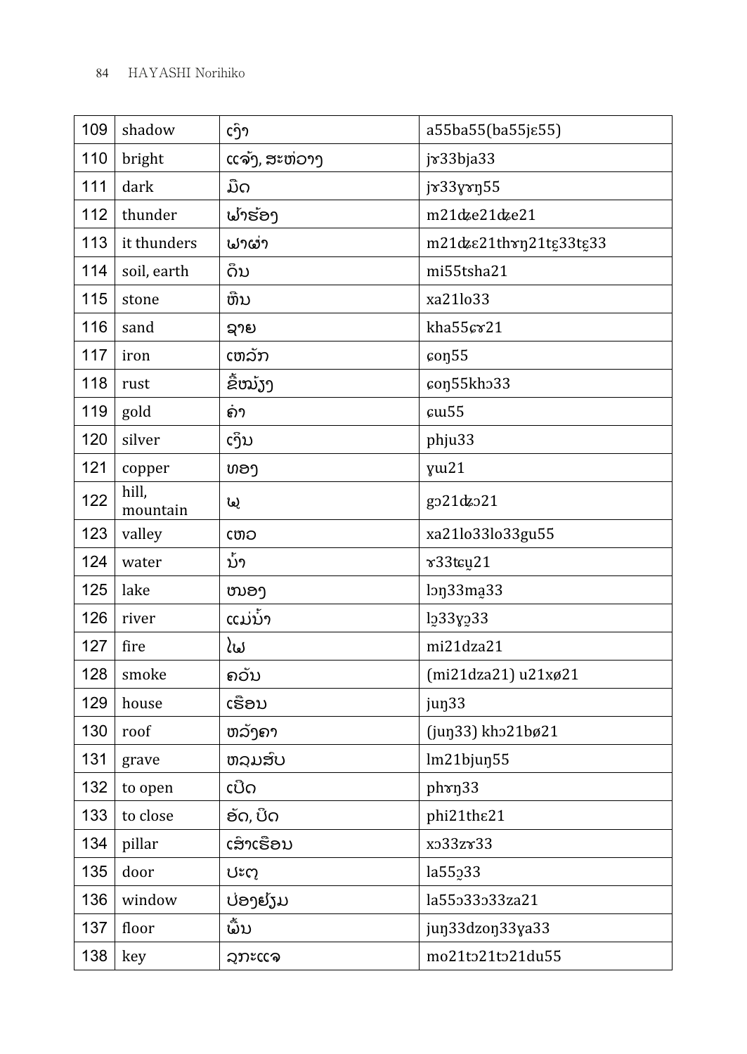| 109 | shadow | ເງົາ | a55ba55(ba55jɛ55) |
|---|---|---|---|
| 110 | bright | ແຈ້ງ, ສະຫ່ວາງ | jɤ33bja33 |
| 111 | dark | ມືດ | jɤ33ɣɤŋ55 |
| 112 | thunder | ຟ້າຮ້ອງ | m21ʥe21ʥe21 |
| 113 | it thunders | ຟ້າຜ່າ | m21ʥɛ21thɤŋ21tɛ̰33tɛ̰33 |
| 114 | soil, earth | ດິນ | mi55tsha21 |
| 115 | stone | ຫີນ | xa21lo33 |
| 116 | sand | ຊາຍ | kha55ɕɤ21 |
| 117 | iron | ເຫລັກ | ɕoŋ55 |
| 118 | rust | ຂີ້ໝ້ຽງ | ɕoŋ55khɔ33 |
| 119 | gold | ຄໍາ | ɕɯ55 |
| 120 | silver | ເງິນ | phju33 |
| 121 | copper | ທອງ | ɣɯ21 |
| 122 | hill, mountain | ພູ | gɔ21ʥɔ21 |
| 123 | valley | ເຫວ | xa21lo33lo33gu55 |
| 124 | water | ນ້ຳ | ɤ33tɕu̠21 |
| 125 | lake | ໜອງ | lɔŋ33ma̰33 |
| 126 | river | ແມ່ນ້ຳ | lɔ̰33ɣɔ̰33 |
| 127 | fire | ໄຟ | mi21dza21 |
| 128 | smoke | ຄວັນ | (mi21dza21) u21xø21 |
| 129 | house | ເຮືອນ | juŋ33 |
| 130 | roof | ຫລັງຄາ | (juŋ33) khɔ21bø21 |
| 131 | grave | ຫລຸມສົບ | lm21bjuŋ55 |
| 132 | to open | ເປີດ | phɤŋ33 |
| 133 | to close | ອັດ, ປິດ | phi21thɛ21 |
| 134 | pillar | ເສົາເຮືອນ | xɔ33zɤ33 |
| 135 | door | ປະຕູ | la55ɔ̰33 |
| 136 | window | ປ່ອງຢ້ຽມ | la55ɔ33ɔ33za21 |
| 137 | floor | ພື້ນ | juŋ33dzoŋ33ɣa33 |
| 138 | key | ລູກະແຈ | mo21tɔ21tɔ21du55 |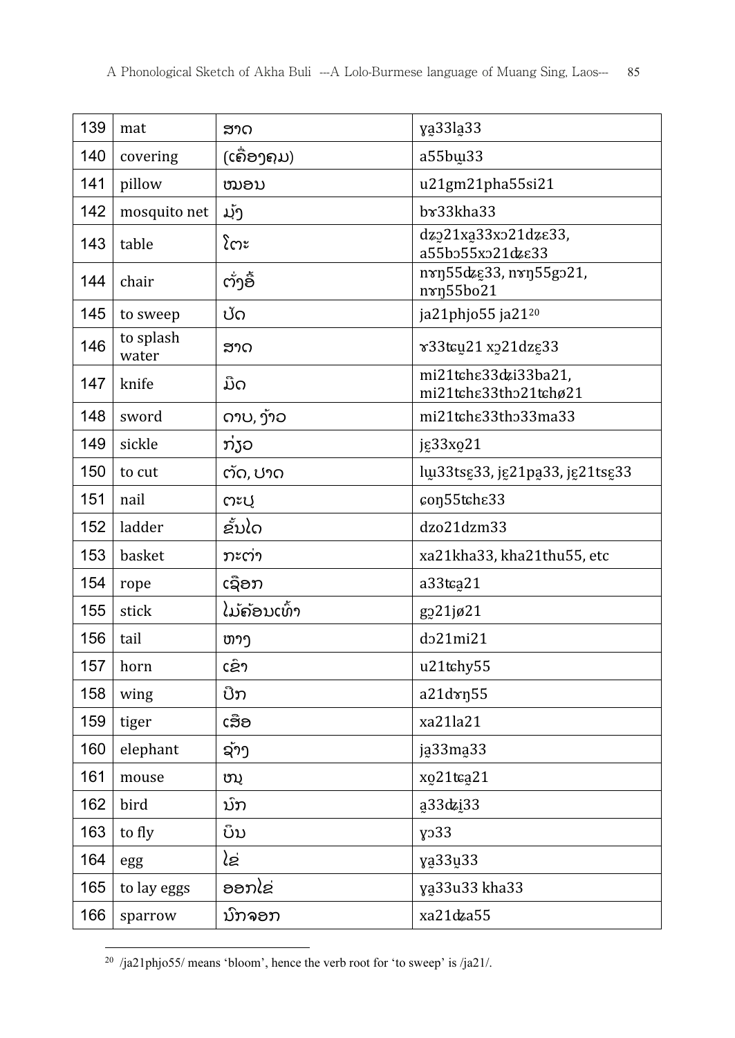| 139 | mat | ສາດ | ɣa̠33la̠33 |
|---|---|---|---|
| 140 | covering | (ເຄື່ອງຄຸມ) | a55bɯ̠33 |
| 141 | pillow | ໝອນ | u21gm21pha55si21 |
| 142 | mosquito net | ມຸ້ງ | bɤ33kha33 |
| 143 | table | ໂຕະ | dzɔ̠21xa̠33xɔ21dzɛ33, a55bɔ55xɔ21dʑɛ33 |
| 144 | chair | ຕັ່ງອີ້ | nɤŋ55dʑɛ̠33, nɤŋ55gɔ21, nɤŋ55bo21 |
| 145 | to sweep | ປັດ | ja21phjo55 ja21[20] |
| 146 | to splash water | ສາດ | ɤ33tɕu̠21 xɔ̠21dzɛ̠33 |
| 147 | knife | ມີດ | mi21tɕhɛ33dʑi33ba21, mi21tɕhɛ33thɔ21tɕhø21 |
| 148 | sword | ດາບ, ງ້າວ | mi21tɕhɛ33thɔ33ma33 |
| 149 | sickle | ກ່ຽວ | jɛ̠33xo̠21 |
| 150 | to cut | ຕັດ, ປາດ | lɯ̠33tsɛ̠33, jɛ̠21pa̠33, jɛ̠21tsɛ̠33 |
| 151 | nail | ຕະປູ | ɕoŋ55tɕhɛ33 |
| 152 | ladder | ຂັ້ນໄດ | dzo21dzm33 |
| 153 | basket | ກະຕ່າ | xa21kha33, kha21thu55, etc |
| 154 | rope | ເຊືອກ | a33tɕa̠21 |
| 155 | stick | ໄມ້ຄ້ອນເທົ້າ | gɔ̠21jø21 |
| 156 | tail | ຫາງ | dɔ21mi21 |
| 157 | horn | ເຂົາ | u21tɕhy55 |
| 158 | wing | ປີກ | a21dɤŋ55 |
| 159 | tiger | ເສືອ | xa21la21 |
| 160 | elephant | ຊ້າງ | ja̠33ma̠33 |
| 161 | mouse | ໜູ | xo̠21tɕa̠21 |
| 162 | bird | ນົກ | a̠33dʑi̠33 |
| 163 | to fly | ບິນ | ɣɔ33 |
| 164 | egg | ໄຂ່ | ɣa̠33u̠33 |
| 165 | to lay eggs | ອອກໄຂ່ | ɣa̠33u33 kha33 |
| 166 | sparrow | ນົກຈອກ | xa21dʑa55 |

[20] /ja21phjo55/ means 'bloom', hence the verb root for 'to sweep' is /ja21/.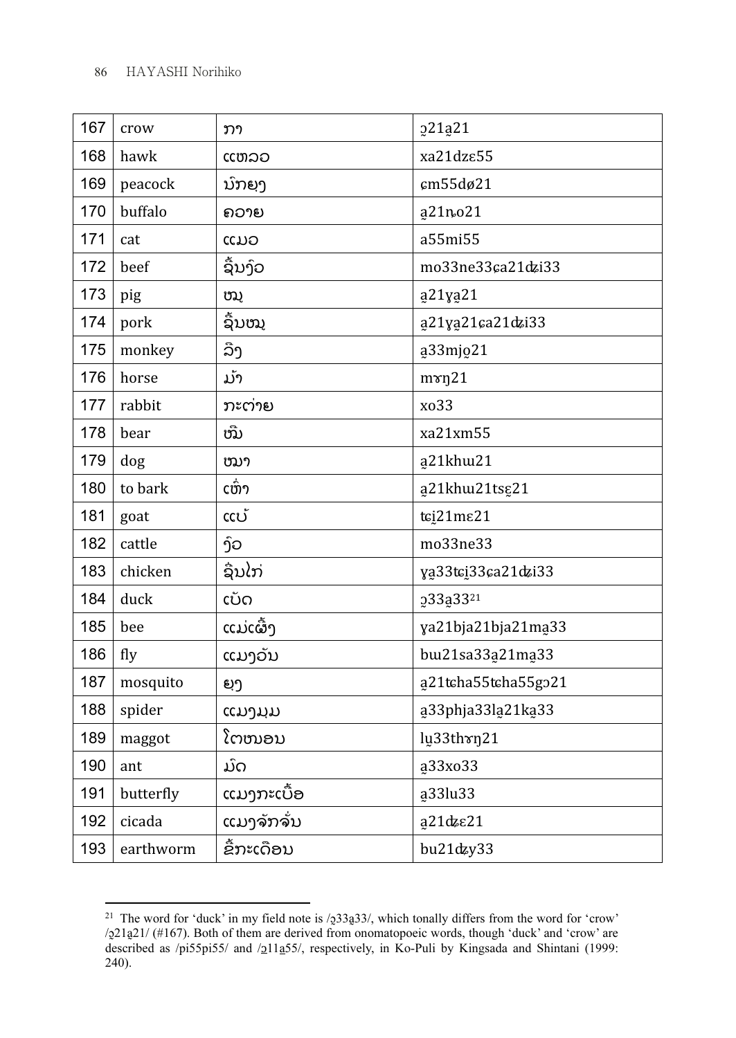| 167 | crow | ກາ | ɔ̰21a̰21 |
|---|---|---|---|
| 168 | hawk | ແຫລວ | xa21dzɛ55 |
| 169 | peacock | ນົກຍູງ | ɕm55dø21 |
| 170 | buffalo | ຄວາຍ | a̰21n̥o21 |
| 171 | cat | ແມວ | a55mi55 |
| 172 | beef | ຊີ້ນງົວ | mo33ne33ɕa21ʥi33 |
| 173 | pig | ໝູ | a̰21ɣa̰21 |
| 174 | pork | ຊີ້ນໝູ | a̰21ɣa̰21ɕa21ʥi33 |
| 175 | monkey | ລີງ | a̰33mjo̰21 |
| 176 | horse | ມ້າ | mɤŋ21 |
| 177 | rabbit | ກະຕ່າຍ | xo33 |
| 178 | bear | ໝີ | xa21xm55 |
| 179 | dog | ໝາ | a̰21khɯ21 |
| 180 | to bark | ເຫົ່າ | a̰21khɯ21tsɛ̰21 |
| 181 | goat | ແບ້ | tɕḭ21mɛ21 |
| 182 | cattle | ງົວ | mo33ne33 |
| 183 | chicken | ຊີ້ນໄກ່ | ɣa̰33tɕḭ33ɕa21ʥi33 |
| 184 | duck | ເປັດ | ɔ̰33a̰33[21] |
| 185 | bee | ແມ່ເຜິ້ງ | ɣa21bja21bja21ma̰33 |
| 186 | fly | ແມງວັນ | bɯ21sa33a̰21ma̰33 |
| 187 | mosquito | ຍຸງ | a̰21tɕha55tɕha55gɔ21 |
| 188 | spider | ແມງມຸມ | a̰33phja33la̰21ka̰33 |
| 189 | maggot | ໂຕໜອນ | lṵ33thɤŋ21 |
| 190 | ant | ມົດ | a̰33xo33 |
| 191 | butterfly | ແມງກະເບື້ອ | a̰33lu33 |
| 192 | cicada | ແມງຈັກຈັ່ນ | a̰21ʥɛ21 |
| 193 | earthworm | ຂີ້ກະເດືອນ | bu21ʥy33 |

[21] The word for 'duck' in my field note is /ɔ̰33a̰33/, which tonally differs from the word for 'crow' /ɔ̰21a̰21/ (#167). Both of them are derived from onomatopoeic words, though 'duck' and 'crow' are described as /pi55pi55/ and /ɔ̰11a̰55/, respectively, in Ko-Puli by Kingsada and Shintani (1999: 240).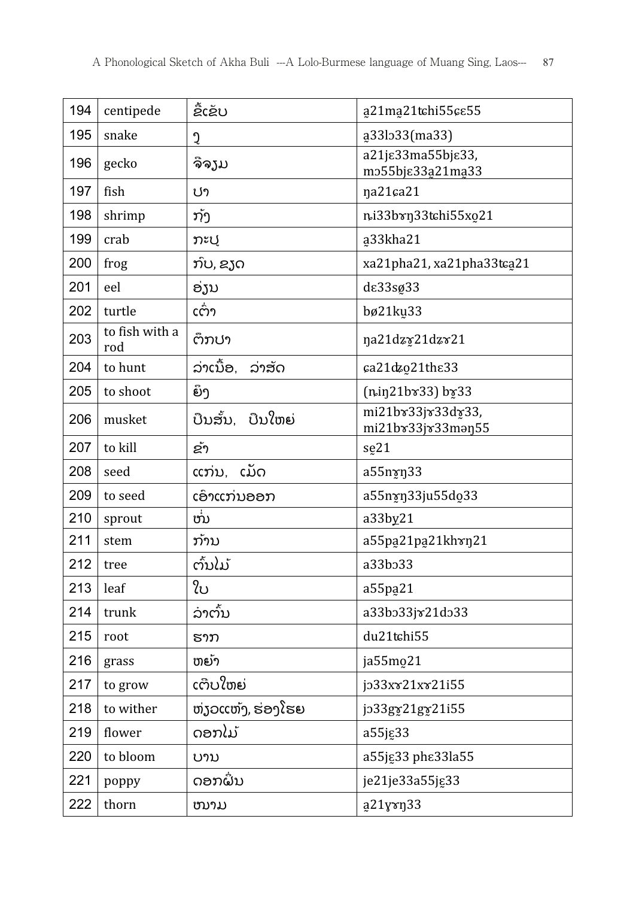| 194 | centipede | ຂີ້ເຂັບ | a̱21ma̱21tɕhi55ɕɛ55 |
|---|---|---|---|
| 195 | snake | ງູ | a̱33lɔ33(ma33) |
| 196 | gecko | ຈີ່ຈຽມ | a21jɛ33ma55bjɛ33, mɔ55bjɛ33a̱21ma̱33 |
| 197 | fish | ປາ | ŋa21ɕa21 |
| 198 | shrimp | ກຸ້ງ | n̥i33bɤŋ33tɕhi55xo̱21 |
| 199 | crab | ກະປູ | a̱33kha21 |
| 200 | frog | ກົບ, ຂຽດ | xa21pha21, xa21pha33tɕa̱21 |
| 201 | eel | ອ່ຽນ | dɛ33sø33 |
| 202 | turtle | ເຕົ່າ | bø21ku̱33 |
| 203 | to fish with a rod | ຕຶກປາ | ŋa21dʑɤ̱21dʑɤ21 |
| 204 | to hunt | ລ່າເນື້ອ, ລ່າສັດ | ɕa21dʑo̱21thɛ33 |
| 205 | to shoot | ຍິງ | (n̥iŋ21bɤ33) bɤ̱33 |
| 206 | musket | ປືນສັ້ນ, ປືນໃຫຍ່ | mi21bɤ33jɤ33dɤ̱33, mi21bɤ33jɤ33məŋ55 |
| 207 | to kill | ຂ້າ | se̱21 |
| 208 | seed | ແກ່ນ, ເມັດ | a55nɤ̱ŋ33 |
| 209 | to seed | ເອົາແກ່ນອອກ | a55nɤ̱ŋ33ju55do̱33 |
| 210 | sprout | ໜໍ່ | a33by̱21 |
| 211 | stem | ກ້ານ | a55pa̱21pa̱21khɤŋ21 |
| 212 | tree | ຕົ້ນໄມ້ | a33bɔ33 |
| 213 | leaf | ໃບ | a55pa̱21 |
| 214 | trunk | ລຳຕົ້ນ | a33bɔ33jɤ21dɔ33 |
| 215 | root | ຮາກ | du21tɕhi55 |
| 216 | grass | ຫຍ້າ | ja55mo̱21 |
| 217 | to grow | ເຕີບໃຫຍ່ | jɔ33xɤ21xɤ21i55 |
| 218 | to wither | ຫ່ຽວແຫ້ງ, ຮ່ອງໂຮຍ | jɔ33gɤ̱21gɤ̱21i55 |
| 219 | flower | ດອກໄມ້ | a55jɛ̱33 |
| 220 | to bloom | ບານ | a55jɛ̱33 phɛ33la55 |
| 221 | poppy | ດອກຝິ່ນ | je21je33a55jɛ̱33 |
| 222 | thorn | ໜາມ | a̱21ɣɤŋ33 |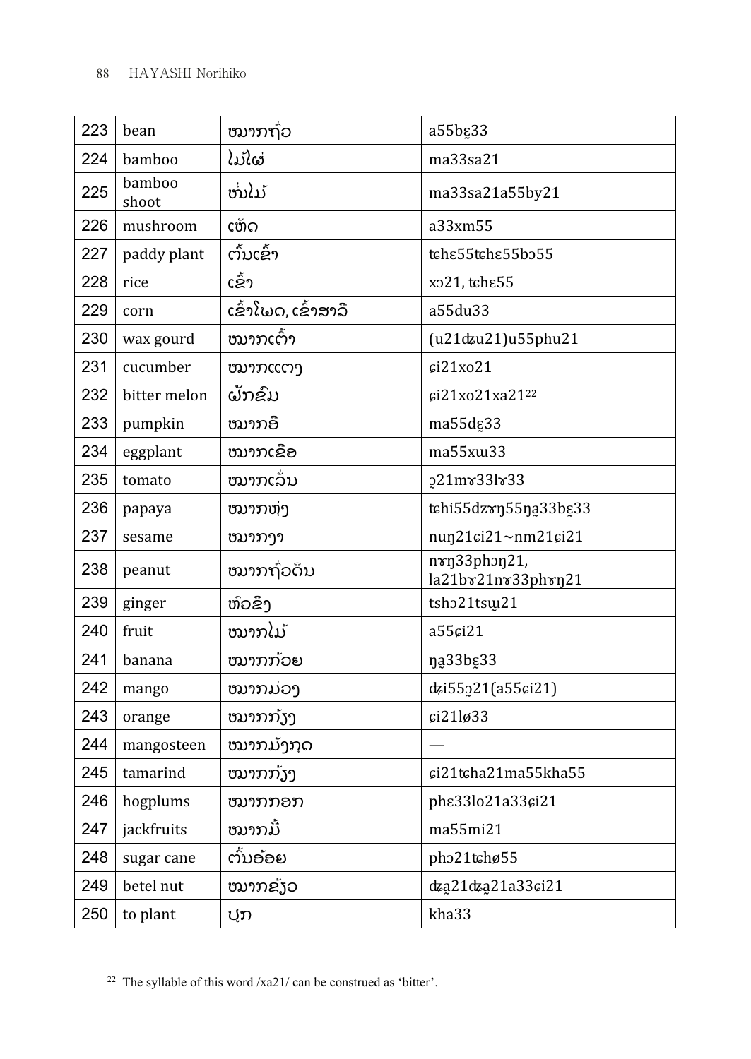| 223 | bean | ໝາກຖົ່ວ | a55bɛ̰33 |
|---|---|---|---|
| 224 | bamboo | ໄມ້ໄຜ່ | ma33sa21 |
| 225 | bamboo shoot | ໜໍ່ໄມ້ | ma33sa21a55by21 |
| 226 | mushroom | ເຫັດ | a33xm55 |
| 227 | paddy plant | ຕົ້ນເຂົ້າ | tɕhɛ55tɕhɛ55bɔ55 |
| 228 | rice | ເຂົ້າ | xɔ21, tɕhɛ55 |
| 229 | corn | ເຂົ້າໂພດ, ເຂົ້າສາລີ | a55du33 |
| 230 | wax gourd | ໝາກເຕົ້າ | (u21dʑu21)u55phu21 |
| 231 | cucumber | ໝາກແຕງ | ɕi21xo21 |
| 232 | bitter melon | ຜັກຂົມ | ɕi21xo21xa21[22] |
| 233 | pumpkin | ໝາກອຶ | ma55dɛ̰33 |
| 234 | eggplant | ໝາກເຂືອ | ma55xɯ33 |
| 235 | tomato | ໝາກເລັ່ນ | ɔ̰21mɤ33lɤ33 |
| 236 | papaya | ໝາກຫຸ່ງ | tɕhi55dzɤŋ55ŋa̰33bɛ̰33 |
| 237 | sesame | ໝາກງາ | nuŋ21ɕi21~nm21ɕi21 |
| 238 | peanut | ໝາກຖົ່ວດິນ | nɤŋ33phɔŋ21, la21bɤ21nɤ33phɤŋ21 |
| 239 | ginger | ຫົວຂີງ | tshɔ21tsɯ̰21 |
| 240 | fruit | ໝາກໄມ້ | a55ɕi21 |
| 241 | banana | ໝາກກ້ວຍ | ŋa̰33bɛ̰33 |
| 242 | mango | ໝາກມ່ວງ | dʑi55ɔ̰21(a55ɕi21) |
| 243 | orange | ໝາກກ້ຽງ | ɕi21lø33 |
| 244 | mangosteen | ໝາກມັງກຸດ | — |
| 245 | tamarind | ໝາກກ້ຽງ | ɕi21tɕha21ma55kha55 |
| 246 | hogplums | ໝາກກອກ | phɛ33lo21a33ɕi21 |
| 247 | jackfruits | ໝາກມີ້ | ma55mi21 |
| 248 | sugar cane | ຕົ້ນອ້ອຍ | phɔ21tɕhø55 |
| 249 | betel nut | ໝາກຂ້ຽວ | dʑa̰21dʑa̰21a33ɕi21 |
| 250 | to plant | ປູກ | kha33 |

[22] The syllable of this word /xa21/ can be construed as 'bitter'.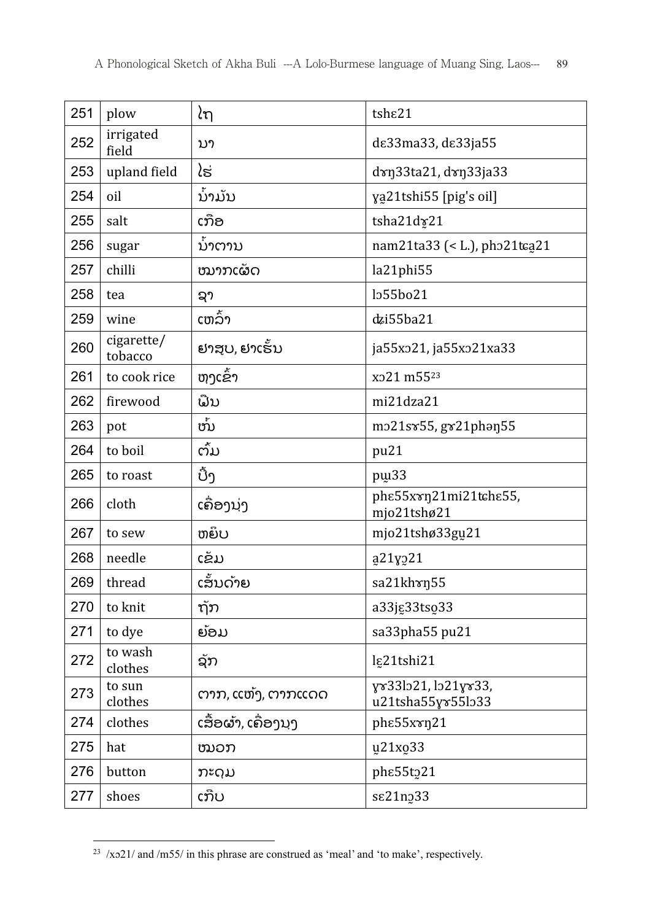| 251 | plow | ໄຖ | tshɛ21 |
|---|---|---|---|
| 252 | irrigated field | ນາ | dɛ33ma33, dɛ33ja55 |
| 253 | upland field | ໄຮ່ | dɤŋ33ta21, dɤŋ33ja33 |
| 254 | oil | ນ້ຳມັນ | ɣa̠21tshi55 [pig's oil] |
| 255 | salt | ເກືອ | tsha21dɤ̠21 |
| 256 | sugar | ນ້ຳຕານ | nam21ta33 (< L.), phɔ21tɕa̠21 |
| 257 | chilli | ໝາກເຜັດ | la21phi55 |
| 258 | tea | ຊາ | lɔ55bo21 |
| 259 | wine | ເຫລົ້າ | dʑi55ba21 |
| 260 | cigarette/ tobacco | ຢາສູບ, ຢາເຣັ້ນ | ja55xɔ21, ja55xɔ21xa33 |
| 261 | to cook rice | ຫຸງເຂົ້າ | xɔ21 m55[23] |
| 262 | firewood | ຟືນ | mi21dza21 |
| 263 | pot | ຫມໍ້ | mɔ21sɤ55, gɤ21phəŋ55 |
| 264 | to boil | ຕົ້ມ | pu21 |
| 265 | to roast | ປີ້ງ | pɯ̠33 |
| 266 | cloth | ເຄື່ອງນຸ່ງ | phɛ55xɤŋ21mi21tɕhɛ55, mjo21tshø21 |
| 267 | to sew | ຫຍິບ | mjo21tshø33gu̠21 |
| 268 | needle | ເຂັມ | a̠21ɣɔ̠21 |
| 269 | thread | ເສັ້ນດ້າຍ | sa21khɤŋ55 |
| 270 | to knit | ຖັກ | a33jɛ̠33tso̠33 |
| 271 | to dye | ຍ້ອມ | sa33pha55 pu21 |
| 272 | to wash clothes | ຊັກ | lɛ̠21tshi21 |
| 273 | to sun clothes | ຕາກ, ແຫ້ງ, ຕາກແດດ | ɣɤ33lɔ21, lɔ21ɣɤ33, u21tsha55ɣɤ55lɔ33 |
| 274 | clothes | ເສື້ອຜ້າ, ເຄື່ອງນຸງ | phɛ55xɤŋ21 |
| 275 | hat | ໝວກ | u̠21xo̠33 |
| 276 | button | ກະດຸມ | phɛ55tɔ̠21 |
| 277 | shoes | ເກີບ | sɛ21nɔ̠33 |

[23] /xɔ21/ and /m55/ in this phrase are construed as 'meal' and 'to make', respectively.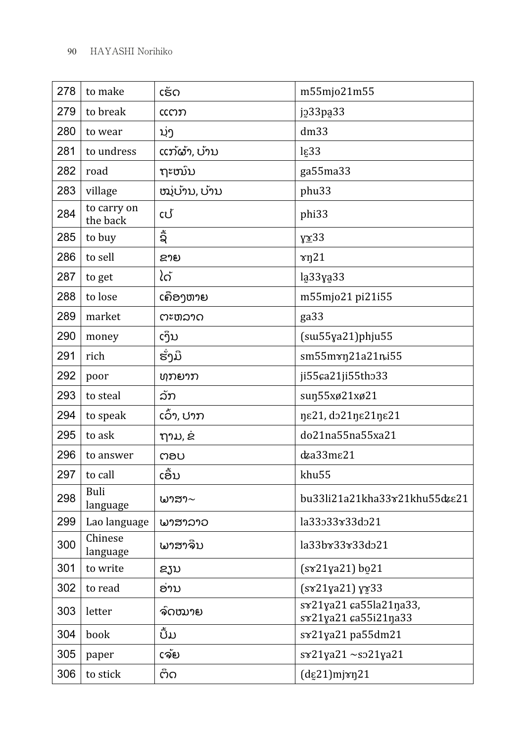| 278 | to make | ເຮັດ | m55mjo21m55 |
|---|---|---|---|
| 279 | to break | ແຕກ | jɔ̰33pa̰33 |
| 280 | to wear | ນຸ່ງ | dm33 |
| 281 | to undress | ແກ້ຜ້າ, ບ້ານ | lɛ̰33 |
| 282 | road | ຖະໜົນ | ga55ma33 |
| 283 | village | ໝູ່ບ້ານ, ບ້ານ | phu33 |
| 284 | to carry on the back | ເປ້ | phi33 |
| 285 | to buy | ຊື້ | ɣɤ̰33 |
| 286 | to sell | ຂາຍ | ɤŋ21 |
| 287 | to get | ໄດ້ | la̰33ɣa̰33 |
| 288 | to lose | ເສືອງຫາຍ | m55mjo21 pi21i55 |
| 289 | market | ຕະຫລາດ | ga33 |
| 290 | money | ເງິນ | (sɯ55ɣa21)phju55 |
| 291 | rich | ຮັ່ງມີ | sm55mɤŋ21a21ɳ̊i55 |
| 292 | poor | ທຸກຍາກ | ji55ɕa21ji55thɔ33 |
| 293 | to steal | ລັກ | suŋ55xø21xø21 |
| 294 | to speak | ເວົ້າ, ປາກ | ŋɛ21, dɔ21ŋɛ21ŋɛ21 |
| 295 | to ask | ຖາມ, ຂໍ | do21na55na55xa21 |
| 296 | to answer | ຕອບ | ʥa33mɛ21 |
| 297 | to call | ເອີ້ນ | khu55 |
| 298 | Buli language | ພາສາ~ | bu33li21a21kha33ɤ21khu55ʥɛ21 |
| 299 | Lao language | ພາສາລາວ | la33ɔ33ɤ33dɔ21 |
| 300 | Chinese language | ພາສາຈີນ | la33bɤ33ɤ33dɔ21 |
| 301 | to write | ຂຽນ | (sɤ21ɣa21) bo̰21 |
| 302 | to read | ອ່ານ | (sɤ21ɣa21) ɣɤ̰33 |
| 303 | letter | ຈົດໝາຍ | sɤ21ɣa21 ɕa55la21ŋa33, sɤ21ɣa21 ɕa55i21ŋa33 |
| 304 | book | ປຶ້ມ | sɤ21ɣa21 pa55dm21 |
| 305 | paper | ເຈ້ຍ | sɤ21ɣa21 ~sɔ21ɣa21 |
| 306 | to stick | ຕິດ | (dɛ̰21)mjɤŋ21 |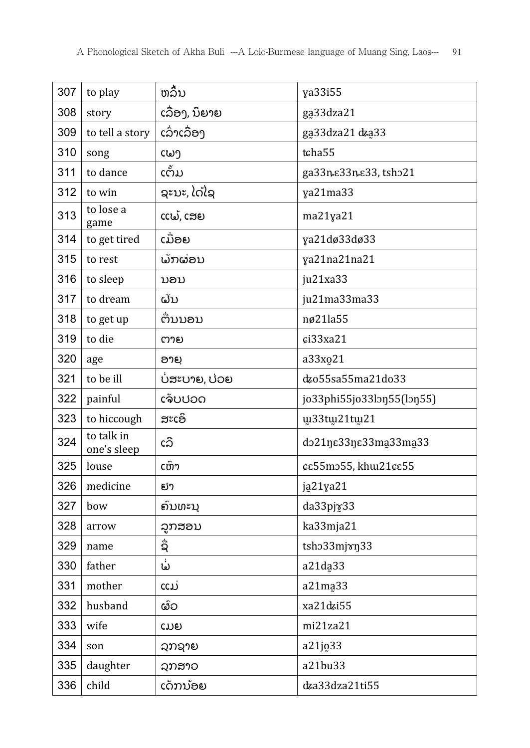| 307 | to play | ຫລິ້ນ | ɣa33i55 |
|---|---|---|---|
| 308 | story | ເລື່ອງ, ນິຍາຍ | ga̠33dza21 |
| 309 | to tell a story | ເລົ່າເລື່ອງ | ga̠33dza21 dʑa̠33 |
| 310 | song | ເພງ | tɕha55 |
| 311 | to dance | ເຕັ້ນ | ga33ɳɛ33ɳɛ33, tshɔ21 |
| 312 | to win | ຊະນະ, ໄດ້ໄຊ | ɣa21ma33 |
| 313 | to lose a game | ແພ້, ເສຍ | ma21ɣa21 |
| 314 | to get tired | ເມື່ອຍ | ɣa21dø33dø33 |
| 315 | to rest | ພັກຜ່ອນ | ɣa21na21na21 |
| 316 | to sleep | ນອນ | ju21xa33 |
| 317 | to dream | ຝັນ | ju21ma33ma33 |
| 318 | to get up | ຕື່ນນອນ | nø21la55 |
| 319 | to die | ຕາຍ | ɕi33xa21 |
| 320 | age | ອາຍຸ | a33xo̠21 |
| 321 | to be ill | ບໍ່ສະບາຍ, ປ່ວຍ | dʑo55sa55ma21do33 |
| 322 | painful | ເຈັບປວດ | jo33phi55jo33lɔŋ55(lɔŋ55) |
| 323 | to hiccough | ສະເອິ | ɯ̰33tɯ̰21tɯ̰21 |
| 324 | to talk in one's sleep | ເລີ | dɔ21ŋɛ33ŋɛ33ma̠33ma̠33 |
| 325 | louse | ເຫົາ | ɕɛ55mɔ55, khɯ21ɕɛ55 |
| 326 | medicine | ຢາ | ja̠21ɣa21 |
| 327 | bow | ຄັນທະນູ | da33pjɤ̰33 |
| 328 | arrow | ລູກສອນ | ka33mja21 |
| 329 | name | ຊື່ | tshɔ33mjɤŋ33 |
| 330 | father | ພໍ່ | a21da̠33 |
| 331 | mother | ແມ່ | a21ma̠33 |
| 332 | husband | ຜົວ | xa21dʑi55 |
| 333 | wife | ເມຍ | mi21za21 |
| 334 | son | ລູກຊາຍ | a21jo̠33 |
| 335 | daughter | ລູກສາວ | a21bu33 |
| 336 | child | ເດັກນ້ອຍ | dʑa33dza21ti55 |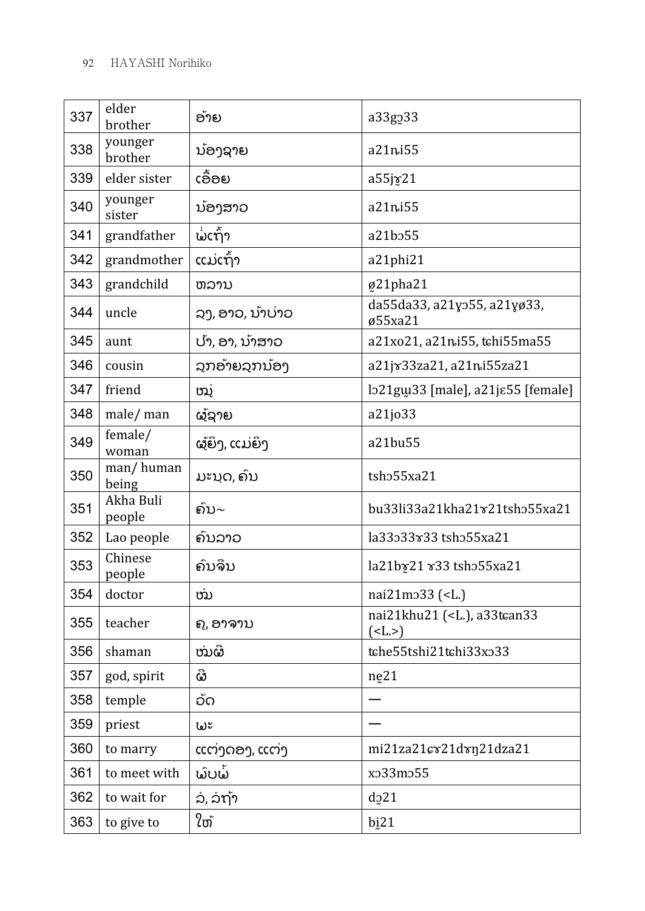| 337 | elder brother | ອ້າຍ | a33gɔ̰33 |
|---|---|---|---|
| 338 | younger brother | ນ້ອງຊາຍ | a21n̥i55 |
| 339 | elder sister | ເອື້ອຍ | a55jɤ̰21 |
| 340 | younger sister | ນ້ອງສາວ | a21n̥i55 |
| 341 | grandfather | ພໍ່ເຖົ້າ | a21bɔ55 |
| 342 | grandmother | ແມ່ເຖົ້າ | a21phi21 |
| 343 | grandchild | ຫລານ | ø̰21pha21 |
| 344 | uncle | ລຸງ, ອາວ, ບ່າວ | da55da33, a21ɣɔ55, a21ɣø33, ø55xa21 |
| 345 | aunt | ປ້າ, ອາ, ບ້າສາວ | a21xo21, a21n̥i55, tɕhi55ma55 |
| 346 | cousin | ລູກອ້າຍລູກນ້ອງ | a21jɤ33za21, a21n̥i55za21 |
| 347 | friend | ໝູ່ | lɔ21gɯ̰33 [male], a21jɛ55 [female] |
| 348 | male/ man | ຜູ້ຊາຍ | a21jo33 |
| 349 | female/ woman | ຜູ້ຍິງ, ແມ່ຍິງ | a21bu55 |
| 350 | man/ human being | ມະນຸດ, ຄົນ | tshɔ55xa21 |
| 351 | Akha Buli people | ຄົນ~ | bu33li33a21kha21ɤ21tshɔ55xa21 |
| 352 | Lao people | ຄົນລາວ | la33ɔ33ɤ33 tshɔ55xa21 |
| 353 | Chinese people | ຄົນຈີນ | la21bɤ̰21 ɤ33 tshɔ55xa21 |
| 354 | doctor | ໝໍ | nai21mɔ33 (<L.) |
| 355 | teacher | ຄູ, ອາຈານ | nai21khu21 (<L.), a33tɕan33 (<L.>) |
| 356 | shaman | ໝໍຜີ | tɕhe55tshi21tɕhi33xɔ33 |
| 357 | god, spirit | ຜີ | nḛ21 |
| 358 | temple | ວັດ | — |
| 359 | priest | ພະ | — |
| 360 | to marry | ແຕ່ງດອງ, ແຕ່ງ | mi21za21ɕɤ21dɤŋ21dza21 |
| 361 | to meet with | ພົບພໍ້ | xɔ33mɔ55 |
| 362 | to wait for | ລໍ, ລໍຖ້າ | dɔ̰21 |
| 363 | to give to | ໃຫ້ | bḭ21 |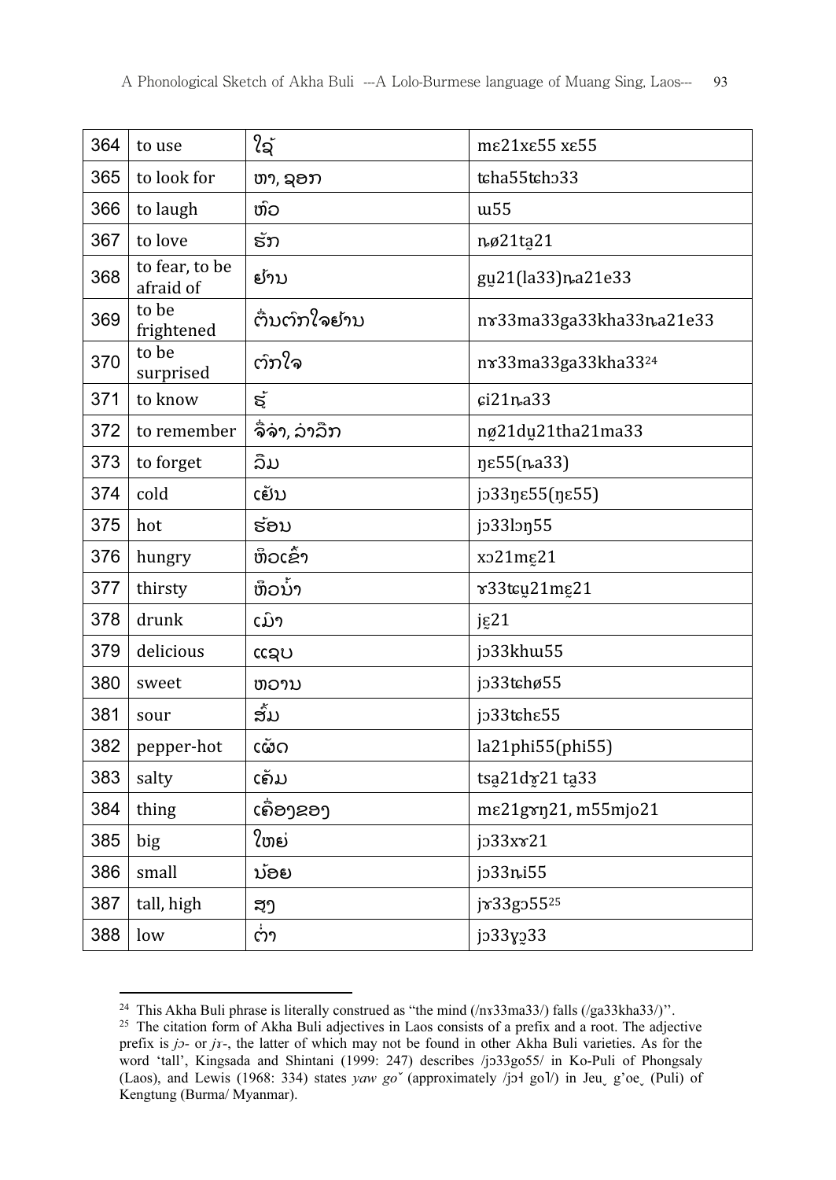| 364 | to use | ໃຊ້ | mɛ21xɛ55 xɛ55 |
|---|---|---|---|
| 365 | to look for | ຫາ, ຊອກ | tɕha55tɕhɔ33 |
| 366 | to laugh | ຫົວ | ɯ55 |
| 367 | to love | ຮັກ | ɲø21ta̰21 |
| 368 | to fear, to be afraid of | ຢ້ານ | gṵ21(la33)ɲa21e33 |
| 369 | to be frightened | ຕື່ນຕົກໃຈຢ້ານ | nɤ33ma33ga33kha33ɲa21e33 |
| 370 | to be surprised | ຕົກໃຈ | nɤ33ma33ga33kha33[24] |
| 371 | to know | ຮູ້ | ɕi21ɲa33 |
| 372 | to remember | ຈື່ຈໍາ, ວ່າວົກ | nø̰21dṵ21tha21ma33 |
| 373 | to forget | ລືມ | ŋɛ55(ɲa33) |
| 374 | cold | ເຢັນ | jɔ33ŋɛ55(ŋɛ55) |
| 375 | hot | ຮ້ອນ | jɔ33lɔŋ55 |
| 376 | hungry | ຫິວເຂົ້າ | xɔ21mɛ̰21 |
| 377 | thirsty | ຫິວນໍ້າ | ɤ33tɕṵ21mɛ̰21 |
| 378 | drunk | ເມົາ | jɛ̰21 |
| 379 | delicious | ແຊບ | jɔ33khɯ55 |
| 380 | sweet | ຫວານ | jɔ33tɕhø55 |
| 381 | sour | ສົ້ມ | jɔ33tɕhɛ55 |
| 382 | pepper-hot | ເຜັດ | la21phi55(phi55) |
| 383 | salty | ເຄັມ | tsa̰21dɤ̰21 ta̰33 |
| 384 | thing | ເຄື່ອງຂອງ | mɛ21gɤŋ21, m55mjo21 |
| 385 | big | ໃຫຍ່ | jɔ33xɤ21 |
| 386 | small | ນ້ອຍ | jɔ33ɲi55 |
| 387 | tall, high | ສູງ | jɤ33gɔ55[25] |
| 388 | low | ຕ່ໍາ | jɔ33ɣɔ̰33 |

[24] This Akha Buli phrase is literally construed as "the mind (/nɤ33ma33/) falls (/ga33kha33/)".

[25] The citation form of Akha Buli adjectives in Laos consists of a prefix and a root. The adjective prefix is *jɔ-* or *jɤ-*, the latter of which may not be found in other Akha Buli varieties. As for the word 'tall', Kingsada and Shintani (1999: 247) describes /jɔ33go55/ in Ko-Puli of Phongsaly (Laos), and Lewis (1968: 334) states *yaw goˇ* (approximately /jɔ˧ go˥/) in Jeu̜ g'oe̜ (Puli) of Kengtung (Burma/ Myanmar).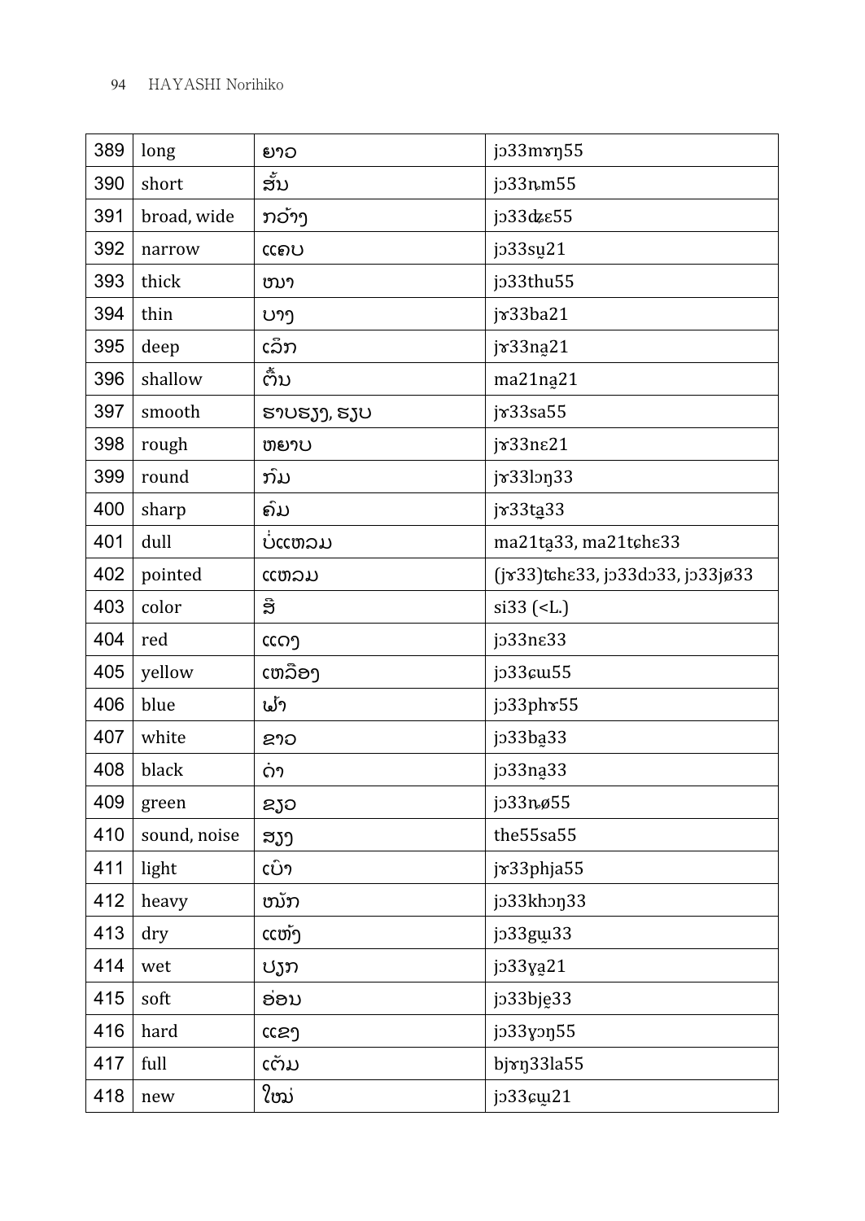| 389 | long | ຍາວ | jɔ33mɤŋ55 |
|---|---|---|---|
| 390 | short | ສັ້ນ | jɔ33n̥m55 |
| 391 | broad, wide | ກວ້າງ | jɔ33dʑɛ55 |
| 392 | narrow | ແຄບ | jɔ33su̠21 |
| 393 | thick | ໜາ | jɔ33thu55 |
| 394 | thin | ບາງ | jɤ33ba21 |
| 395 | deep | ເລິກ | jɤ33na̠21 |
| 396 | shallow | ຕື້ນ | ma21na̠21 |
| 397 | smooth | ຮາບຮຽງ, ຮຽບ | jɤ33sa55 |
| 398 | rough | ຫຍາບ | jɤ33nɛ21 |
| 399 | round | ກົມ | jɤ33lɔŋ33 |
| 400 | sharp | ຄົມ | jɤ33ta̠33 |
| 401 | dull | ບໍ່ແຫລມ | ma21ta̠33, ma21tɕhɛ33 |
| 402 | pointed | ແຫລມ | (jɤ33)tɕhɛ33, jɔ33dɔ33, jɔ33jø33 |
| 403 | color | ສີ | si33 (<L.) |
| 404 | red | ແດງ | jɔ33nɛ33 |
| 405 | yellow | ເຫລືອງ | jɔ33ɕɯ55 |
| 406 | blue | ຟ້າ | jɔ33phɤ55 |
| 407 | white | ຂາວ | jɔ33ba̠33 |
| 408 | black | ດໍາ | jɔ33na̠33 |
| 409 | green | ຂຽວ | jɔ33n̥ø55 |
| 410 | sound, noise | ສຽງ | the55sa55 |
| 411 | light | ເບົາ | jɤ33phja55 |
| 412 | heavy | ໜັກ | jɔ33khɔŋ33 |
| 413 | dry | ແຫ້ງ | jɔ33gɯ̠33 |
| 414 | wet | ປຽກ | jɔ33ɣa̠21 |
| 415 | soft | ອ່ອນ | jɔ33bje̠33 |
| 416 | hard | ແຂງ | jɔ33ɣɔŋ55 |
| 417 | full | ເຕັມ | bjɤŋ33la55 |
| 418 | new | ໃໝ່ | jɔ33ɕɯ̠21 |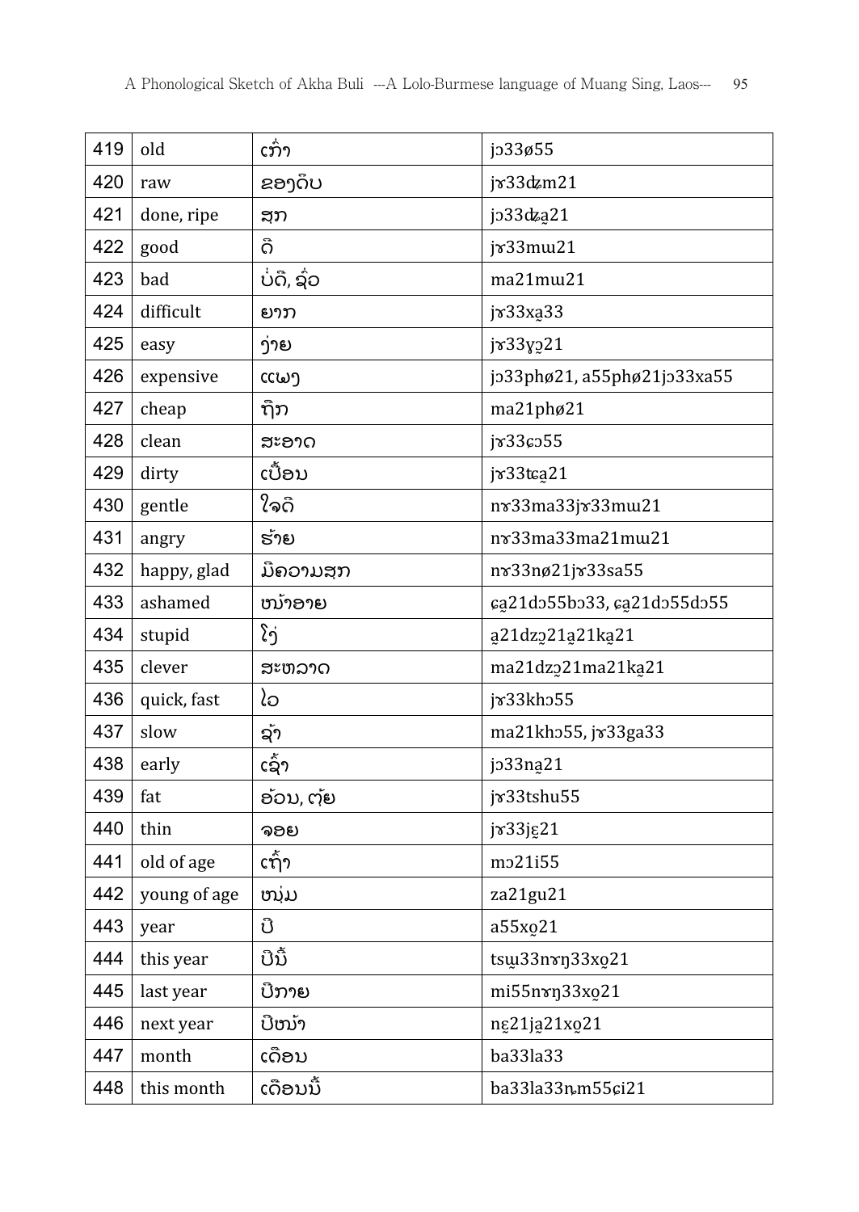| 419 | old | ເກົ່າ | jɔ33ø55 |
|---|---|---|---|
| 420 | raw | ຂອງດິບ | jɤ33dʑm21 |
| 421 | done, ripe | ສຸກ | jɔ33dʑa̠21 |
| 422 | good | ດີ | jɤ33mɯ21 |
| 423 | bad | ບໍ່ດີ, ຊົ່ວ | ma21mɯ21 |
| 424 | difficult | ຍາກ | jɤ33xa̠33 |
| 425 | easy | ງ່າຍ | jɤ33ɣɔ̠21 |
| 426 | expensive | ແພງ | jɔ33phø21, a55phø21jɔ33xa55 |
| 427 | cheap | ຖືກ | ma21phø21 |
| 428 | clean | ສະອາດ | jɤ33ɕɔ55 |
| 429 | dirty | ເປື້ອນ | jɤ33tɕa̠21 |
| 430 | gentle | ໃຈດີ | nɤ33ma33jɤ33mɯ21 |
| 431 | angry | ຮ້າຍ | nɤ33ma33ma21mɯ21 |
| 432 | happy, glad | ມີຄວາມສຸກ | nɤ33nø21jɤ33sa55 |
| 433 | ashamed | ໜ້າອາຍ | ɕa̠21dɔ55bɔ33, ɕa̠21dɔ55dɔ55 |
| 434 | stupid | ໂງ່ | a̠21dzɔ̠21a̠21ka̠21 |
| 435 | clever | ສະຫລາດ | ma21dzɔ̠21ma21ka̠21 |
| 436 | quick, fast | ໄວ | jɤ33khɔ55 |
| 437 | slow | ຊ້າ | ma21khɔ55, jɤ33ga33 |
| 438 | early | ເຊົ້າ | jɔ33na̠21 |
| 439 | fat | ອ້ວນ, ຕຸ້ຍ | jɤ33tshu55 |
| 440 | thin | ຈອຍ | jɤ33jɛ̠21 |
| 441 | old of age | ເຖົ້າ | mɔ21i55 |
| 442 | young of age | ໜຸ່ມ | za21gu21 |
| 443 | year | ປີ | a55xo̠21 |
| 444 | this year | ປີນີ້ | tsɯ̠33nɤŋ33xo̠21 |
| 445 | last year | ປີກາຍ | mi55nɤŋ33xo̠21 |
| 446 | next year | ປີໜ້າ | nɛ̠21ja̠21xo̠21 |
| 447 | month | ເດືອນ | ba33la33 |
| 448 | this month | ເດືອນນີ້ | ba33la33ɲm55ɕi21 |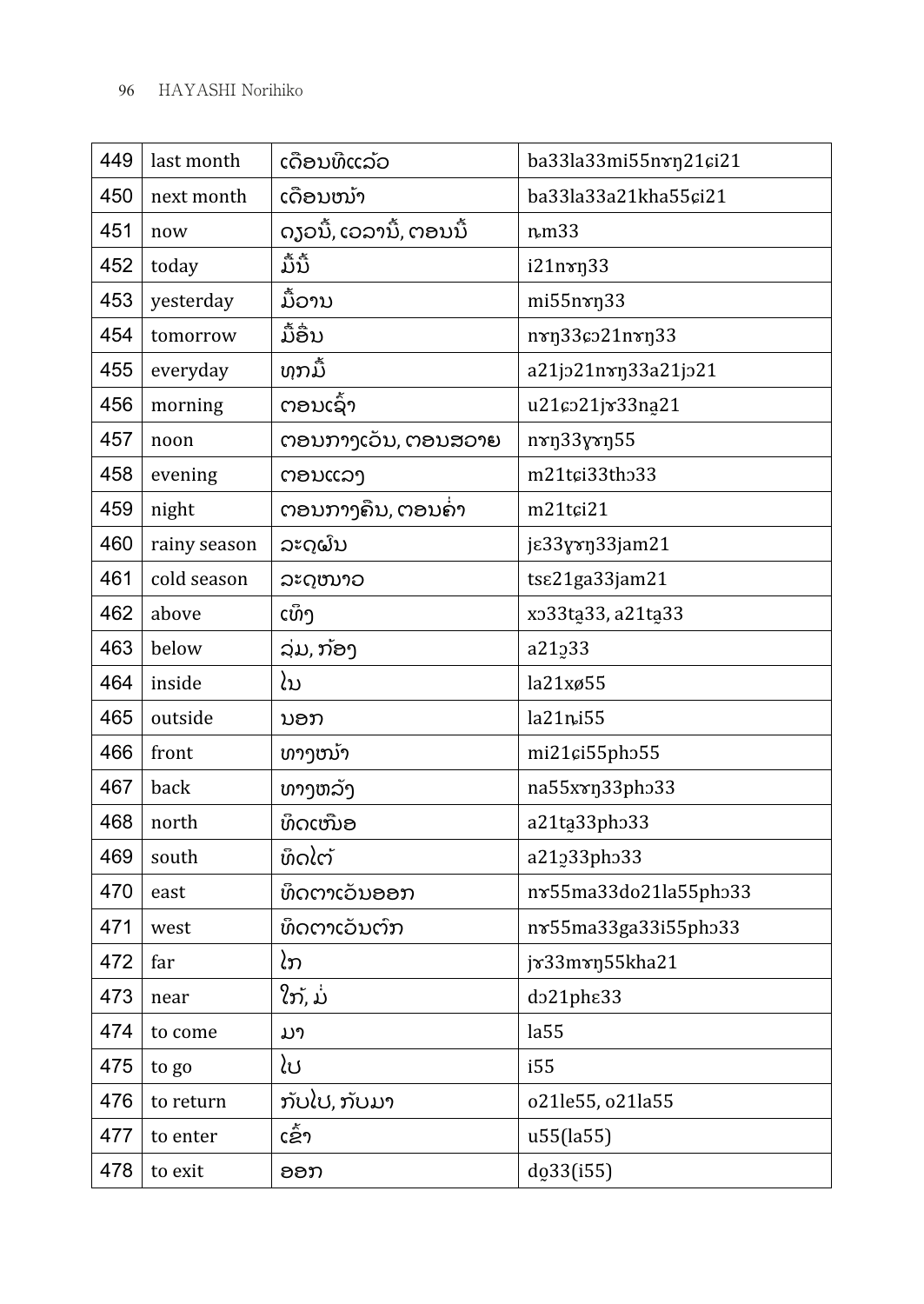| 449 | last month | ເດືອນທີ່ແລ້ວ | ba33la33mi55nɤŋ21ɕi21 |
|---|---|---|---|
| 450 | next month | ເດືອນໜ້າ | ba33la33a21kha55ɕi21 |
| 451 | now | ດຽວນີ້, ເວລານີ້, ຕອນນີ້ | ɳm33 |
| 452 | today | ມື້ນີ້ | i21nɤŋ33 |
| 453 | yesterday | ມື້ວານ | mi55nɤŋ33 |
| 454 | tomorrow | ມື້ອື່ນ | nɤŋ33ɕɔ21nɤŋ33 |
| 455 | everyday | ທຸກມື້ | a21jɔ21nɤŋ33a21jɔ21 |
| 456 | morning | ຕອນເຊົ້າ | u21ɕɔ21jɤ33na̰21 |
| 457 | noon | ຕອນກາງເວັນ, ຕອນສວາຍ | nɤŋ33ɣɤŋ55 |
| 458 | evening | ຕອນແລງ | m21tɕi33thɔ33 |
| 459 | night | ຕອນກາງຄືນ, ຕອນຄ່ຳ | m21tɕi21 |
| 460 | rainy season | ລະດູຝົນ | jɛ33ɣɤŋ33jam21 |
| 461 | cold season | ລະດູໜາວ | tsɛ21ga33jam21 |
| 462 | above | ເທິງ | xɔ33ta̰33, a21ta̰33 |
| 463 | below | ລຸ່ມ, ກ້ອງ | a21ɔ̰33 |
| 464 | inside | ໃນ | la21xø55 |
| 465 | outside | ນອກ | la21ɳi55 |
| 466 | front | ທາງໜ້າ | mi21ɕi55phɔ55 |
| 467 | back | ທາງຫລັງ | na55xɤŋ33phɔ33 |
| 468 | north | ທິດເໜືອ | a21ta̰33phɔ33 |
| 469 | south | ທິດໃຕ້ | a21ɔ̰33phɔ33 |
| 470 | east | ທິດຕາເວັນອອກ | nɤ55ma33do21la55phɔ33 |
| 471 | west | ທິດຕາເວັນຕົກ | nɤ55ma33ga33i55phɔ33 |
| 472 | far | ໄກ | jɤ33mɤŋ55kha21 |
| 473 | near | ໃກ້, ມໍ່ | dɔ21phɛ33 |
| 474 | to come | ມາ | la55 |
| 475 | to go | ໄປ | i55 |
| 476 | to return | ກັບໄປ, ກັບມາ | o21le55, o21la55 |
| 477 | to enter | ເຂົ້າ | u55(la55) |
| 478 | to exit | ອອກ | do̰33(i55) |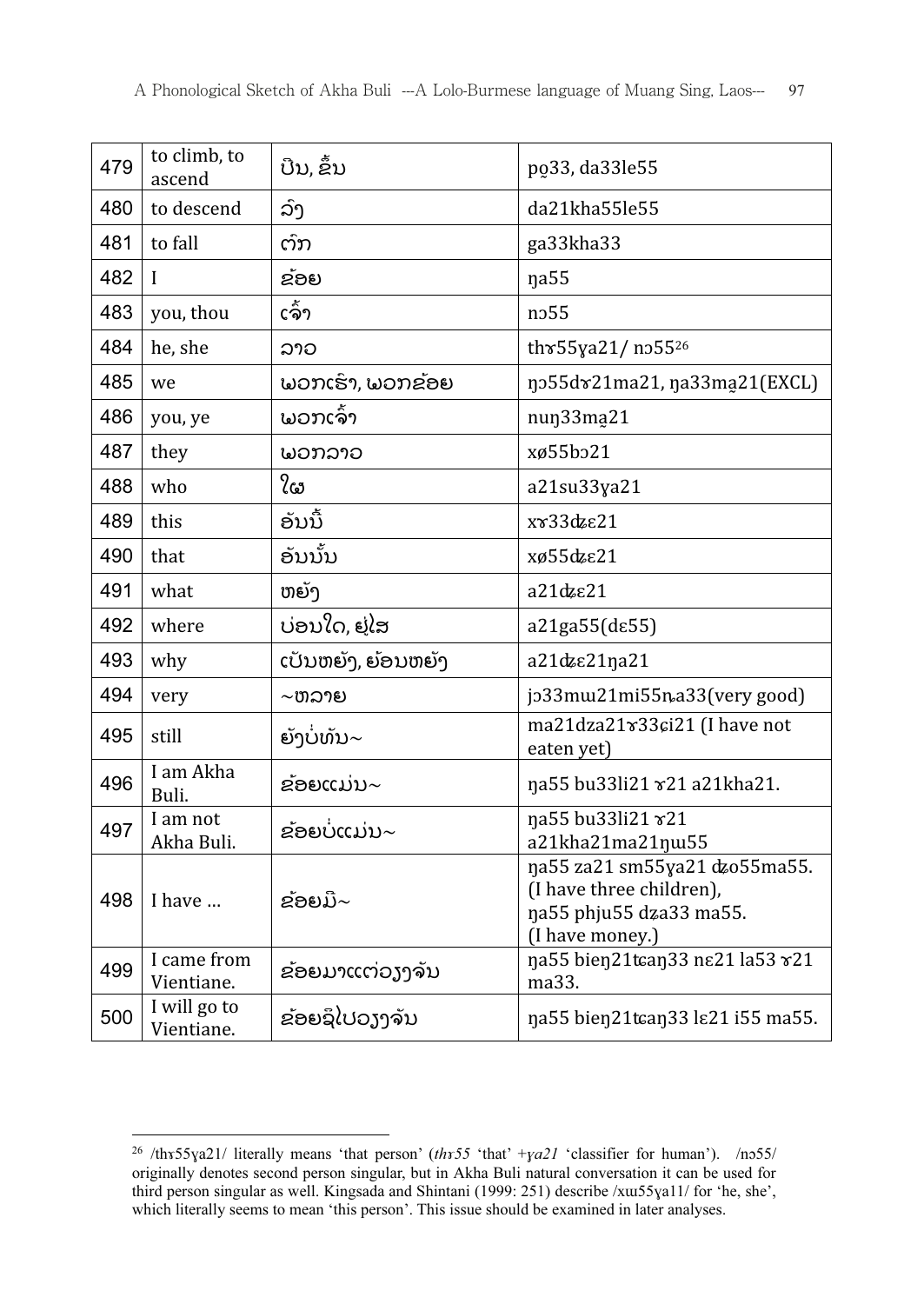| 479 | to climb, to ascend | ປີນ, ຂຶ້ນ | po̰33, da33le55 |
|---|---|---|---|
| 480 | to descend | ລົງ | da21kha55le55 |
| 481 | to fall | ຕົກ | ga33kha33 |
| 482 | I | ຂ້ອຍ | ŋa55 |
| 483 | you, thou | ເຈົ້າ | nɔ55 |
| 484 | he, she | ລາວ | thɤ55ɣa21/ nɔ55[26] |
| 485 | we | ພວກເຮົາ, ພວກຂ້ອຍ | ŋɔ55dɤ21ma21, ŋa33ma̰21(EXCL) |
| 486 | you, ye | ພວກເຈົ້າ | nuŋ33ma̰21 |
| 487 | they | ພວກລາວ | xø55bɔ21 |
| 488 | who | ໃຜ | a21su33ɣa21 |
| 489 | this | ອັນນີ້ | xɤ33dʑɛ21 |
| 490 | that | ອັນນັ້ນ | xø55dʑɛ21 |
| 491 | what | ຫຍັງ | a21dʑɛ21 |
| 492 | where | ບ່ອນໃດ, ຢູ່ໃສ | a21ga55(dɛ55) |
| 493 | why | ເປັນຫຍັງ, ຍ້ອນຫຍັງ | a21dʑɛ21ŋa21 |
| 494 | very | ~ຫລາຍ | jɔ33mɯ21mi55n̥a33(very good) |
| 495 | still | ຍັງບໍ່ທັນ~ | ma21dza21ɤ33ɕi21 (I have not eaten yet) |
| 496 | I am Akha Buli. | ຂ້ອຍແມ່ນ~ | ŋa55 bu33li21 ɤ21 a21kha21. |
| 497 | I am not Akha Buli. | ຂ້ອຍບໍ່ແມ່ນ~ | ŋa55 bu33li21 ɤ21 a21kha21ma21ŋɯ55 |
| 498 | I have … | ຂ້ອຍມີ~ | ŋa55 za21 sm55ɣa21 dʑo55ma55. (I have three children), ŋa55 phju55 dʑa33 ma55. (I have money.) |
| 499 | I came from Vientiane. | ຂ້ອຍມາແຕ່ວຽງຈັນ | ŋa55 bieŋ21tɕaŋ33 nɛ21 la53 ɤ21 ma33. |
| 500 | I will go to Vientiane. | ຂ້ອຍຊິໄປວຽງຈັນ | ŋa55 bieŋ21tɕaŋ33 lɛ21 i55 ma55. |

[26] /thɤ55ɣa21/ literally means 'that person' (*thɤ55* 'that' +*ɣa21* 'classifier for human'). /nɔ55/ originally denotes second person singular, but in Akha Buli natural conversation it can be used for third person singular as well. Kingsada and Shintani (1999: 251) describe /xɯ55ɣa11/ for 'he, she', which literally seems to mean 'this person'. This issue should be examined in later analyses.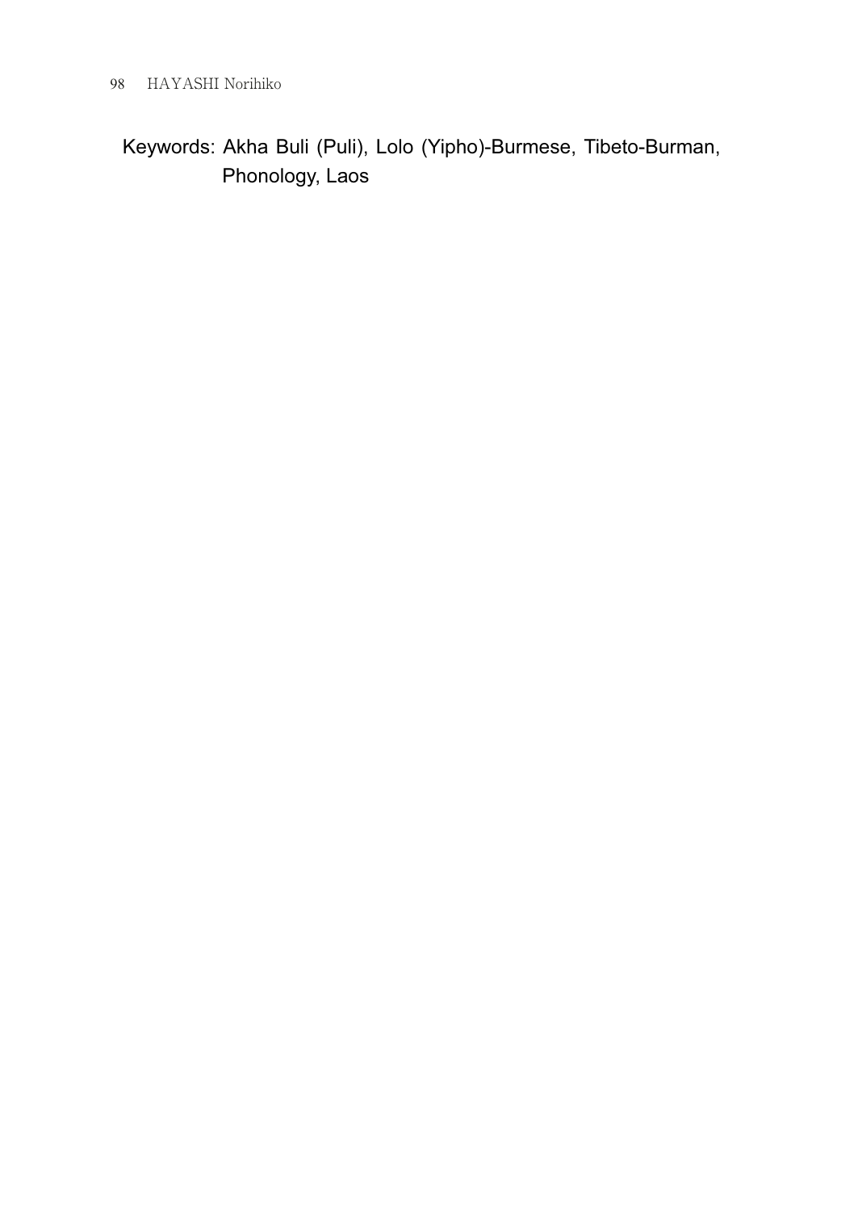Keywords: Akha Buli (Puli), Lolo (Yipho)-Burmese, Tibeto-Burman, Phonology, Laos